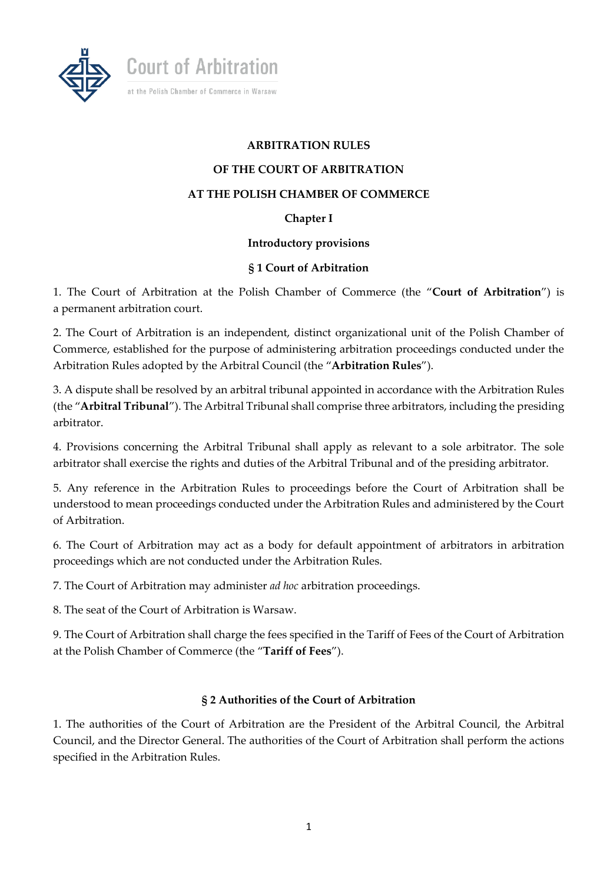Court of Arbitration

at the Polish Chamber of Commerce in Warsaw

# ARBITRATION RULES

# OF THE COURT OF ARBITRATION

# AT THE POLISH CHAMBER OF COMMERCE

## Chapter I

## Introductory provisions

### § 1 Court of Arbitration

1. The Court of Arbitration at the Polish Chamber of Commerce (the "**Court of Arbitration**") is a permanent arbitration court.

2. The Court of Arbitration is an independent, distinct organizational unit of the Polish Chamber of Commerce, established for the purpose of administering arbitration proceedings conducted under the Arbitration Rules adopted by the Arbitral Council (the "**Arbitration Rules**").

3. A dispute shall be resolved by an arbitral tribunal appointed in accordance with the Arbitration Rules (the "**Arbitral Tribunal**"). The Arbitral Tribunal shall comprise three arbitrators, including the presiding arbitrator.

4. Provisions concerning the Arbitral Tribunal shall apply as relevant to a sole arbitrator. The sole arbitrator shall exercise the rights and duties of the Arbitral Tribunal and of the presiding arbitrator.

5. Any reference in the Arbitration Rules to proceedings before the Court of Arbitration shall be understood to mean proceedings conducted under the Arbitration Rules and administered by the Court of Arbitration.

6. The Court of Arbitration may act as a body for default appointment of arbitrators in arbitration proceedings which are not conducted under the Arbitration Rules.

7. The Court of Arbitration may administer *ad hoc* arbitration proceedings.

8. The seat of the Court of Arbitration is Warsaw.

9. The Court of Arbitration shall charge the fees specified in the Tariff of Fees of the Court of Arbitration at the Polish Chamber of Commerce (the "**Tariff of Fees**").

### § 2 Authorities of the Court of Arbitration

1. The authorities of the Court of Arbitration are the President of the Arbitral Council, the Arbitral Council, and the Director General. The authorities of the Court of Arbitration shall perform the actions specified in the Arbitration Rules.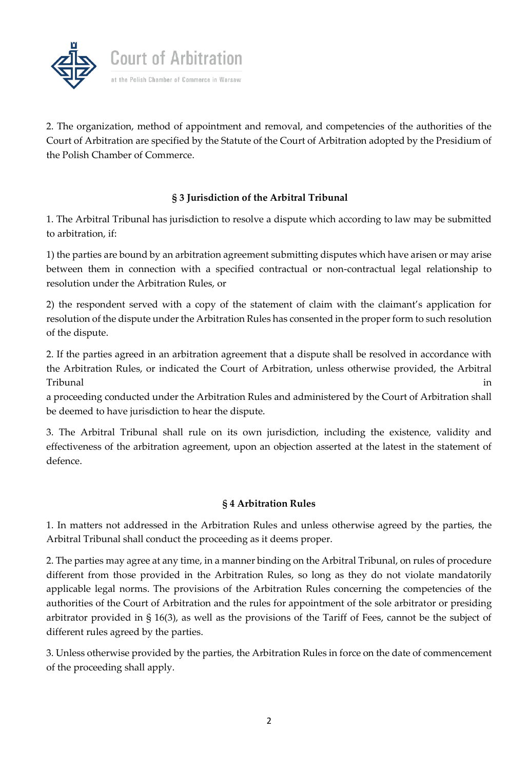2. The organization, method of appointment and removal, and competencies of the authorities of the Court of Arbitration are specified by the Statute of the Court of Arbitration adopted by the Presidium of the Polish Chamber of Commerce.

### § 3 Jurisdiction of the Arbitral Tribunal

1. The Arbitral Tribunal has jurisdiction to resolve a dispute which according to law may be submitted to arbitration, if:

1) the parties are bound by an arbitration agreement submitting disputes which have arisen or may arise between them in connection with a specified contractual or non-contractual legal relationship to resolution under the Arbitration Rules, or

2) the respondent served with a copy of the statement of claim with the claimant's application for resolution of the dispute under the Arbitration Rules has consented in the proper form to such resolution of the dispute.

2. If the parties agreed in an arbitration agreement that a dispute shall be resolved in accordance with the Arbitration Rules, or indicated the Court of Arbitration, unless otherwise provided, the Arbitral Tribunal in a proceeding conducted under the Arbitration Rules and administered by the Court of Arbitration shall be deemed to have jurisdiction to hear the dispute.

3. The Arbitral Tribunal shall rule on its own jurisdiction, including the existence, validity and effectiveness of the arbitration agreement, upon an objection asserted at the latest in the statement of defence.

### § 4 Arbitration Rules

1. In matters not addressed in the Arbitration Rules and unless otherwise agreed by the parties, the Arbitral Tribunal shall conduct the proceeding as it deems proper.

2. The parties may agree at any time, in a manner binding on the Arbitral Tribunal, on rules of procedure different from those provided in the Arbitration Rules, so long as they do not violate mandatorily applicable legal norms. The provisions of the Arbitration Rules concerning the competencies of the authorities of the Court of Arbitration and the rules for appointment of the sole arbitrator or presiding arbitrator provided in § 16(3), as well as the provisions of the Tariff of Fees, cannot be the subject of different rules agreed by the parties.

3. Unless otherwise provided by the parties, the Arbitration Rules in force on the date of commencement of the proceeding shall apply.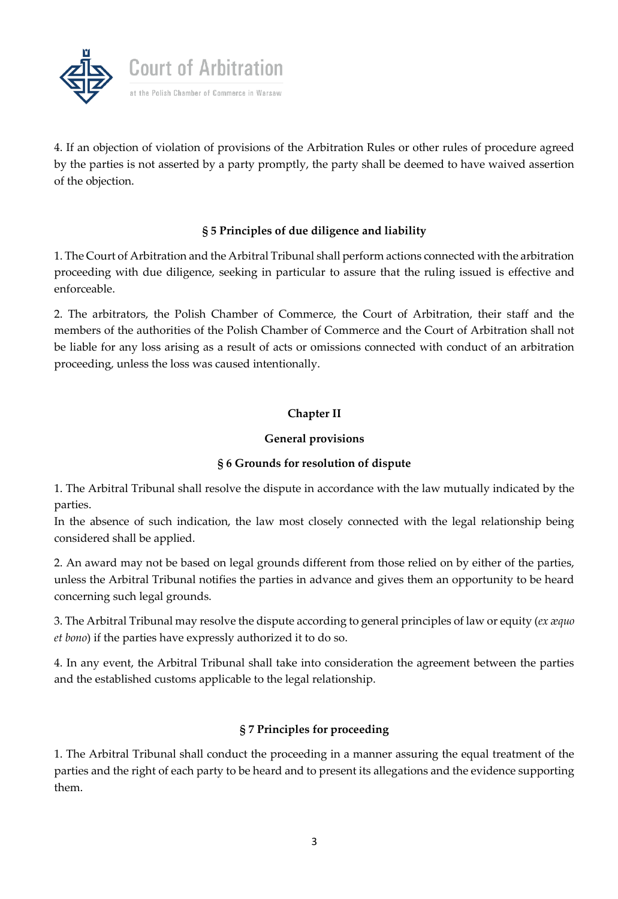4. If an objection of violation of provisions of the Arbitration Rules or other rules of procedure agreed by the parties is not asserted by a party promptly, the party shall be deemed to have waived assertion of the objection.

### § 5 Principles of due diligence and liability

1. The Court of Arbitration and the Arbitral Tribunal shall perform actions connected with the arbitration proceeding with due diligence, seeking in particular to assure that the ruling issued is effective and enforceable.

2. The arbitrators, the Polish Chamber of Commerce, the Court of Arbitration, their staff and the members of the authorities of the Polish Chamber of Commerce and the Court of Arbitration shall not be liable for any loss arising as a result of acts or omissions connected with conduct of an arbitration proceeding, unless the loss was caused intentionally.

## Chapter II

## General provisions

### § 6 Grounds for resolution of dispute

1. The Arbitral Tribunal shall resolve the dispute in accordance with the law mutually indicated by the parties.
In the absence of such indication, the law most closely connected with the legal relationship being considered shall be applied.

2. An award may not be based on legal grounds different from those relied on by either of the parties, unless the Arbitral Tribunal notifies the parties in advance and gives them an opportunity to be heard concerning such legal grounds.

3. The Arbitral Tribunal may resolve the dispute according to general principles of law or equity (*ex æquo et bono*) if the parties have expressly authorized it to do so.

4. In any event, the Arbitral Tribunal shall take into consideration the agreement between the parties and the established customs applicable to the legal relationship.

### § 7 Principles for proceeding

1. The Arbitral Tribunal shall conduct the proceeding in a manner assuring the equal treatment of the parties and the right of each party to be heard and to present its allegations and the evidence supporting them.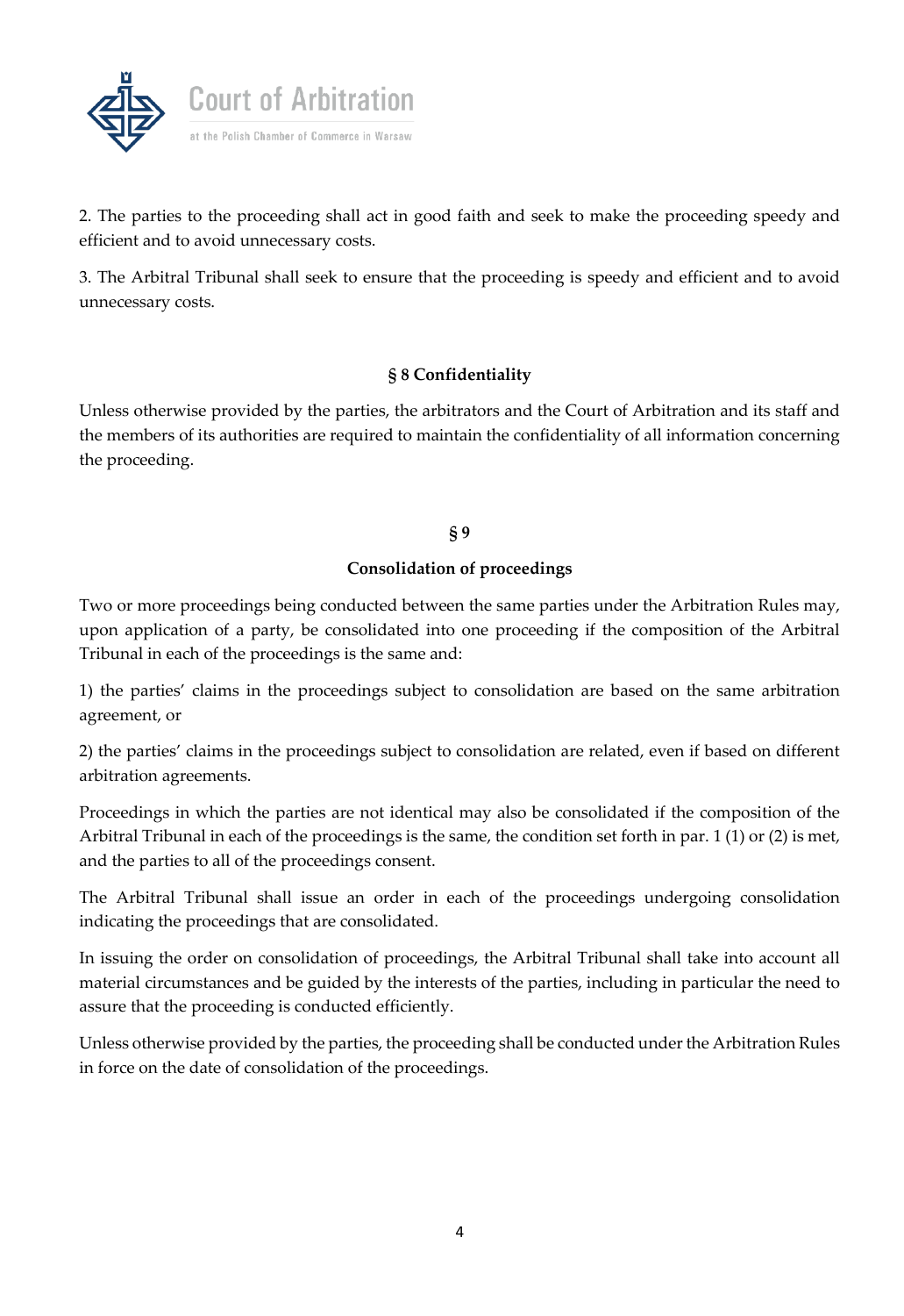2. The parties to the proceeding shall act in good faith and seek to make the proceeding speedy and efficient and to avoid unnecessary costs.

3. The Arbitral Tribunal shall seek to ensure that the proceeding is speedy and efficient and to avoid unnecessary costs.

### § 8 Confidentiality

Unless otherwise provided by the parties, the arbitrators and the Court of Arbitration and its staff and the members of its authorities are required to maintain the confidentiality of all information concerning the proceeding.

### § 9

### Consolidation of proceedings

Two or more proceedings being conducted between the same parties under the Arbitration Rules may, upon application of a party, be consolidated into one proceeding if the composition of the Arbitral Tribunal in each of the proceedings is the same and:

1) the parties' claims in the proceedings subject to consolidation are based on the same arbitration agreement, or

2) the parties' claims in the proceedings subject to consolidation are related, even if based on different arbitration agreements.

Proceedings in which the parties are not identical may also be consolidated if the composition of the Arbitral Tribunal in each of the proceedings is the same, the condition set forth in par. 1 (1) or (2) is met, and the parties to all of the proceedings consent.

The Arbitral Tribunal shall issue an order in each of the proceedings undergoing consolidation indicating the proceedings that are consolidated.

In issuing the order on consolidation of proceedings, the Arbitral Tribunal shall take into account all material circumstances and be guided by the interests of the parties, including in particular the need to assure that the proceeding is conducted efficiently.

Unless otherwise provided by the parties, the proceeding shall be conducted under the Arbitration Rules in force on the date of consolidation of the proceedings.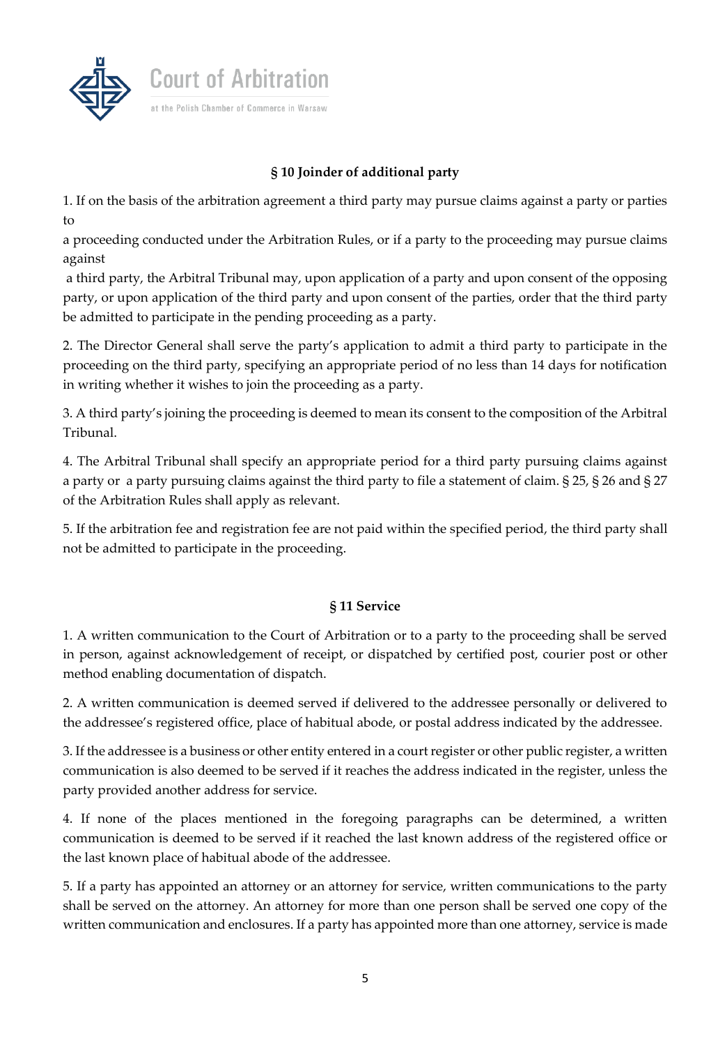## § 10 Joinder of additional party

1. If on the basis of the arbitration agreement a third party may pursue claims against a party or parties to a proceeding conducted under the Arbitration Rules, or if a party to the proceeding may pursue claims against a third party, the Arbitral Tribunal may, upon application of a party and upon consent of the opposing party, or upon application of the third party and upon consent of the parties, order that the third party be admitted to participate in the pending proceeding as a party.

2. The Director General shall serve the party's application to admit a third party to participate in the proceeding on the third party, specifying an appropriate period of no less than 14 days for notification in writing whether it wishes to join the proceeding as a party.

3. A third party's joining the proceeding is deemed to mean its consent to the composition of the Arbitral Tribunal.

4. The Arbitral Tribunal shall specify an appropriate period for a third party pursuing claims against a party or a party pursuing claims against the third party to file a statement of claim. § 25, § 26 and § 27 of the Arbitration Rules shall apply as relevant.

5. If the arbitration fee and registration fee are not paid within the specified period, the third party shall not be admitted to participate in the proceeding.

## § 11 Service

1. A written communication to the Court of Arbitration or to a party to the proceeding shall be served in person, against acknowledgement of receipt, or dispatched by certified post, courier post or other method enabling documentation of dispatch.

2. A written communication is deemed served if delivered to the addressee personally or delivered to the addressee's registered office, place of habitual abode, or postal address indicated by the addressee.

3. If the addressee is a business or other entity entered in a court register or other public register, a written communication is also deemed to be served if it reaches the address indicated in the register, unless the party provided another address for service.

4. If none of the places mentioned in the foregoing paragraphs can be determined, a written communication is deemed to be served if it reached the last known address of the registered office or the last known place of habitual abode of the addressee.

5. If a party has appointed an attorney or an attorney for service, written communications to the party shall be served on the attorney. An attorney for more than one person shall be served one copy of the written communication and enclosures. If a party has appointed more than one attorney, service is made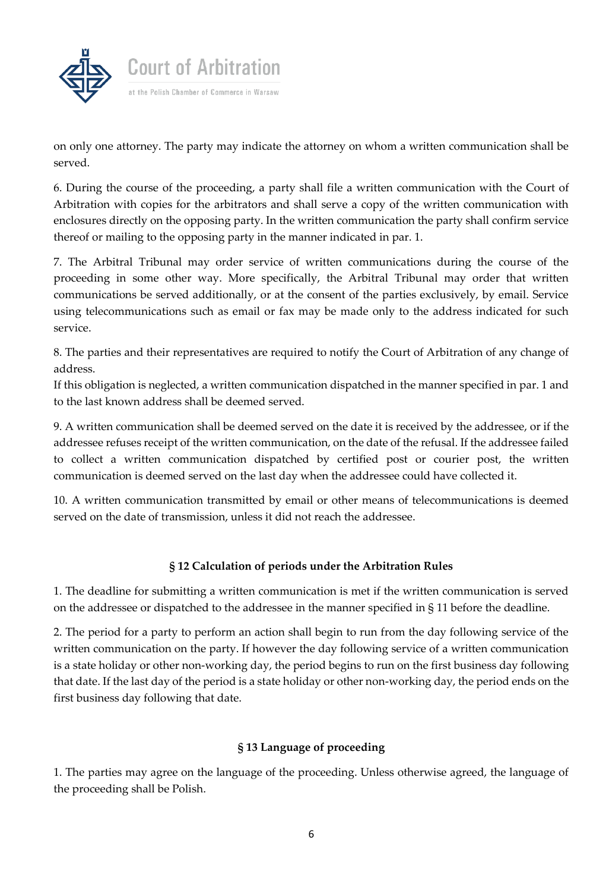on only one attorney. The party may indicate the attorney on whom a written communication shall be served.

6. During the course of the proceeding, a party shall file a written communication with the Court of Arbitration with copies for the arbitrators and shall serve a copy of the written communication with enclosures directly on the opposing party. In the written communication the party shall confirm service thereof or mailing to the opposing party in the manner indicated in par. 1.

7. The Arbitral Tribunal may order service of written communications during the course of the proceeding in some other way. More specifically, the Arbitral Tribunal may order that written communications be served additionally, or at the consent of the parties exclusively, by email. Service using telecommunications such as email or fax may be made only to the address indicated for such service.

8. The parties and their representatives are required to notify the Court of Arbitration of any change of address.
If this obligation is neglected, a written communication dispatched in the manner specified in par. 1 and to the last known address shall be deemed served.

9. A written communication shall be deemed served on the date it is received by the addressee, or if the addressee refuses receipt of the written communication, on the date of the refusal. If the addressee failed to collect a written communication dispatched by certified post or courier post, the written communication is deemed served on the last day when the addressee could have collected it.

10. A written communication transmitted by email or other means of telecommunications is deemed served on the date of transmission, unless it did not reach the addressee.

## § 12 Calculation of periods under the Arbitration Rules

1. The deadline for submitting a written communication is met if the written communication is served on the addressee or dispatched to the addressee in the manner specified in § 11 before the deadline.

2. The period for a party to perform an action shall begin to run from the day following service of the written communication on the party. If however the day following service of a written communication is a state holiday or other non-working day, the period begins to run on the first business day following that date. If the last day of the period is a state holiday or other non-working day, the period ends on the first business day following that date.

## § 13 Language of proceeding

1. The parties may agree on the language of the proceeding. Unless otherwise agreed, the language of the proceeding shall be Polish.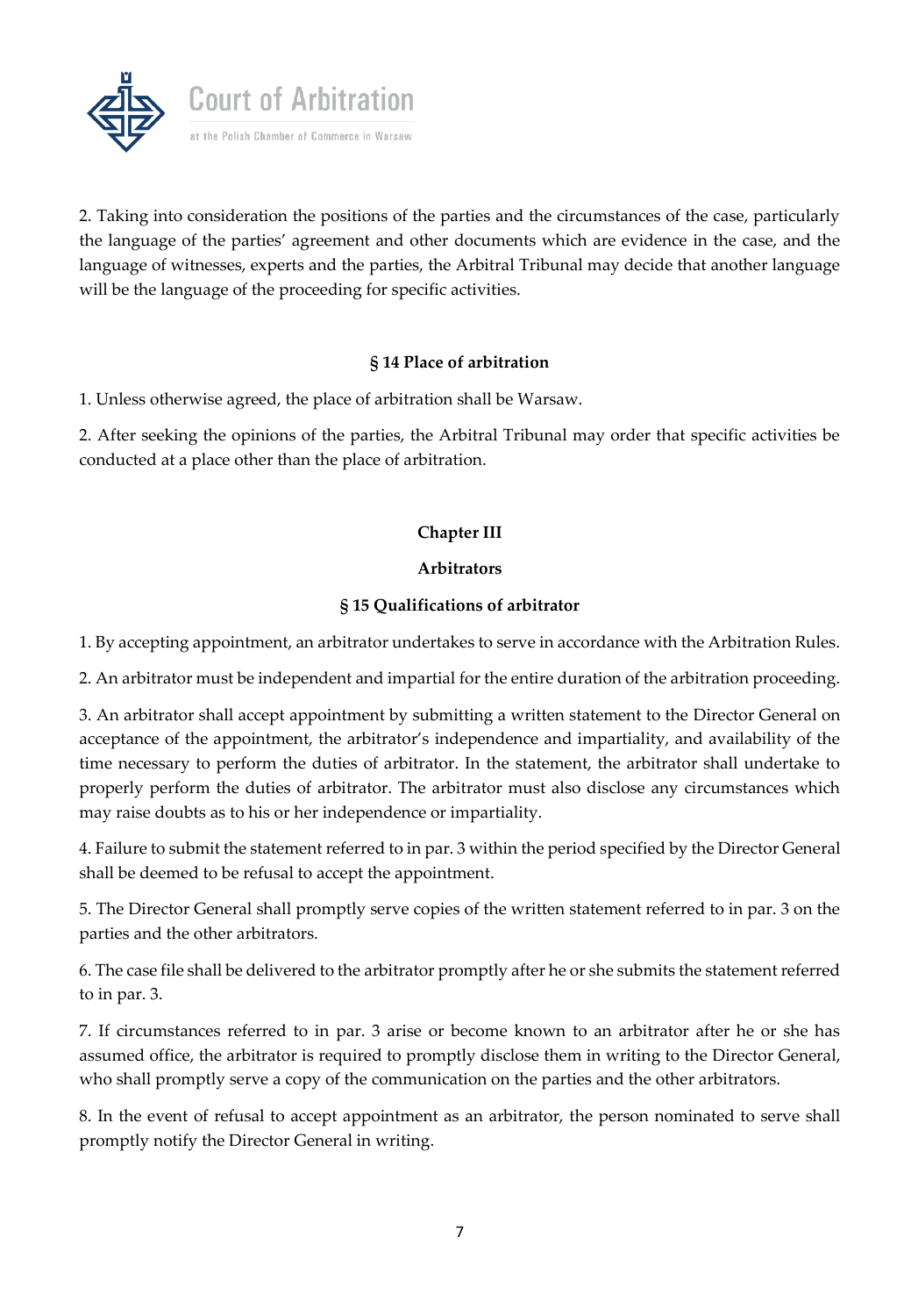2. Taking into consideration the positions of the parties and the circumstances of the case, particularly the language of the parties' agreement and other documents which are evidence in the case, and the language of witnesses, experts and the parties, the Arbitral Tribunal may decide that another language will be the language of the proceeding for specific activities.

### § 14 Place of arbitration

1. Unless otherwise agreed, the place of arbitration shall be Warsaw.

2. After seeking the opinions of the parties, the Arbitral Tribunal may order that specific activities be conducted at a place other than the place of arbitration.

## Chapter III

## Arbitrators

### § 15 Qualifications of arbitrator

1. By accepting appointment, an arbitrator undertakes to serve in accordance with the Arbitration Rules.

2. An arbitrator must be independent and impartial for the entire duration of the arbitration proceeding.

3. An arbitrator shall accept appointment by submitting a written statement to the Director General on acceptance of the appointment, the arbitrator's independence and impartiality, and availability of the time necessary to perform the duties of arbitrator. In the statement, the arbitrator shall undertake to properly perform the duties of arbitrator. The arbitrator must also disclose any circumstances which may raise doubts as to his or her independence or impartiality.

4. Failure to submit the statement referred to in par. 3 within the period specified by the Director General shall be deemed to be refusal to accept the appointment.

5. The Director General shall promptly serve copies of the written statement referred to in par. 3 on the parties and the other arbitrators.

6. The case file shall be delivered to the arbitrator promptly after he or she submits the statement referred to in par. 3.

7. If circumstances referred to in par. 3 arise or become known to an arbitrator after he or she has assumed office, the arbitrator is required to promptly disclose them in writing to the Director General, who shall promptly serve a copy of the communication on the parties and the other arbitrators.

8. In the event of refusal to accept appointment as an arbitrator, the person nominated to serve shall promptly notify the Director General in writing.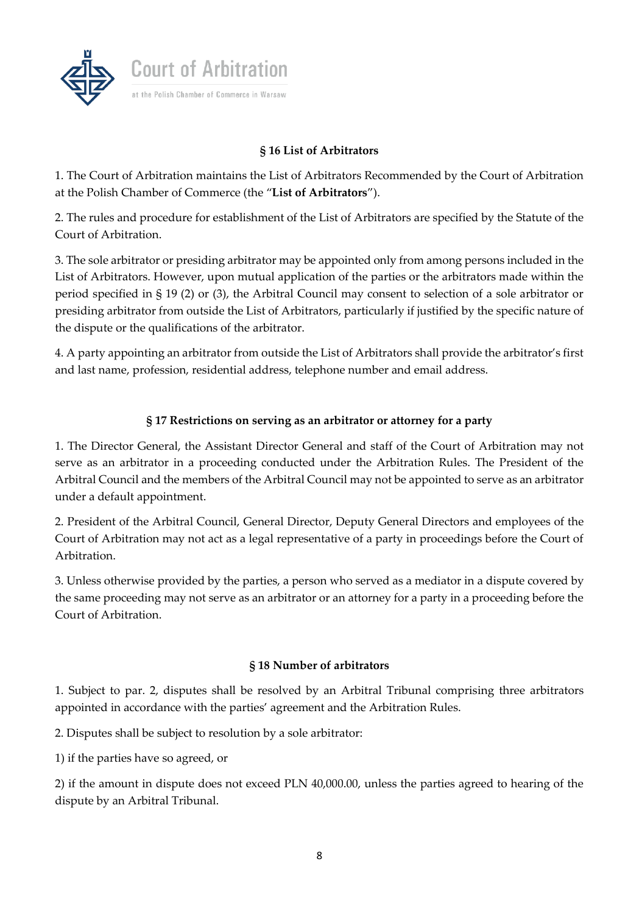### § 16 List of Arbitrators

1. The Court of Arbitration maintains the List of Arbitrators Recommended by the Court of Arbitration at the Polish Chamber of Commerce (the "**List of Arbitrators**").

2. The rules and procedure for establishment of the List of Arbitrators are specified by the Statute of the Court of Arbitration.

3. The sole arbitrator or presiding arbitrator may be appointed only from among persons included in the List of Arbitrators. However, upon mutual application of the parties or the arbitrators made within the period specified in § 19 (2) or (3), the Arbitral Council may consent to selection of a sole arbitrator or presiding arbitrator from outside the List of Arbitrators, particularly if justified by the specific nature of the dispute or the qualifications of the arbitrator.

4. A party appointing an arbitrator from outside the List of Arbitrators shall provide the arbitrator's first and last name, profession, residential address, telephone number and email address.

### § 17 Restrictions on serving as an arbitrator or attorney for a party

1. The Director General, the Assistant Director General and staff of the Court of Arbitration may not serve as an arbitrator in a proceeding conducted under the Arbitration Rules. The President of the Arbitral Council and the members of the Arbitral Council may not be appointed to serve as an arbitrator under a default appointment.

2. President of the Arbitral Council, General Director, Deputy General Directors and employees of the Court of Arbitration may not act as a legal representative of a party in proceedings before the Court of Arbitration.

3. Unless otherwise provided by the parties, a person who served as a mediator in a dispute covered by the same proceeding may not serve as an arbitrator or an attorney for a party in a proceeding before the Court of Arbitration.

### § 18 Number of arbitrators

1. Subject to par. 2, disputes shall be resolved by an Arbitral Tribunal comprising three arbitrators appointed in accordance with the parties' agreement and the Arbitration Rules.

2. Disputes shall be subject to resolution by a sole arbitrator:

1) if the parties have so agreed, or

2) if the amount in dispute does not exceed PLN 40,000.00, unless the parties agreed to hearing of the dispute by an Arbitral Tribunal.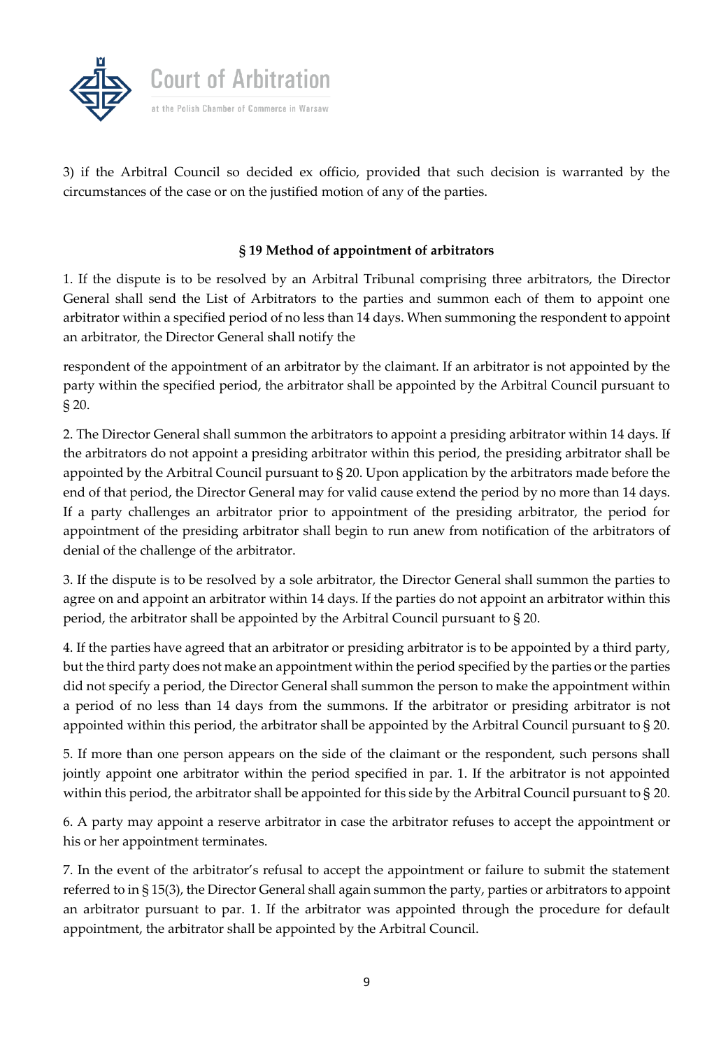3) if the Arbitral Council so decided ex officio, provided that such decision is warranted by the circumstances of the case or on the justified motion of any of the parties.

### § 19 Method of appointment of arbitrators

1. If the dispute is to be resolved by an Arbitral Tribunal comprising three arbitrators, the Director General shall send the List of Arbitrators to the parties and summon each of them to appoint one arbitrator within a specified period of no less than 14 days. When summoning the respondent to appoint an arbitrator, the Director General shall notify the respondent of the appointment of an arbitrator by the claimant. If an arbitrator is not appointed by the party within the specified period, the arbitrator shall be appointed by the Arbitral Council pursuant to § 20.

2. The Director General shall summon the arbitrators to appoint a presiding arbitrator within 14 days. If the arbitrators do not appoint a presiding arbitrator within this period, the presiding arbitrator shall be appointed by the Arbitral Council pursuant to § 20. Upon application by the arbitrators made before the end of that period, the Director General may for valid cause extend the period by no more than 14 days. If a party challenges an arbitrator prior to appointment of the presiding arbitrator, the period for appointment of the presiding arbitrator shall begin to run anew from notification of the arbitrators of denial of the challenge of the arbitrator.

3. If the dispute is to be resolved by a sole arbitrator, the Director General shall summon the parties to agree on and appoint an arbitrator within 14 days. If the parties do not appoint an arbitrator within this period, the arbitrator shall be appointed by the Arbitral Council pursuant to § 20.

4. If the parties have agreed that an arbitrator or presiding arbitrator is to be appointed by a third party, but the third party does not make an appointment within the period specified by the parties or the parties did not specify a period, the Director General shall summon the person to make the appointment within a period of no less than 14 days from the summons. If the arbitrator or presiding arbitrator is not appointed within this period, the arbitrator shall be appointed by the Arbitral Council pursuant to § 20.

5. If more than one person appears on the side of the claimant or the respondent, such persons shall jointly appoint one arbitrator within the period specified in par. 1. If the arbitrator is not appointed within this period, the arbitrator shall be appointed for this side by the Arbitral Council pursuant to § 20.

6. A party may appoint a reserve arbitrator in case the arbitrator refuses to accept the appointment or his or her appointment terminates.

7. In the event of the arbitrator's refusal to accept the appointment or failure to submit the statement referred to in § 15(3), the Director General shall again summon the party, parties or arbitrators to appoint an arbitrator pursuant to par. 1. If the arbitrator was appointed through the procedure for default appointment, the arbitrator shall be appointed by the Arbitral Council.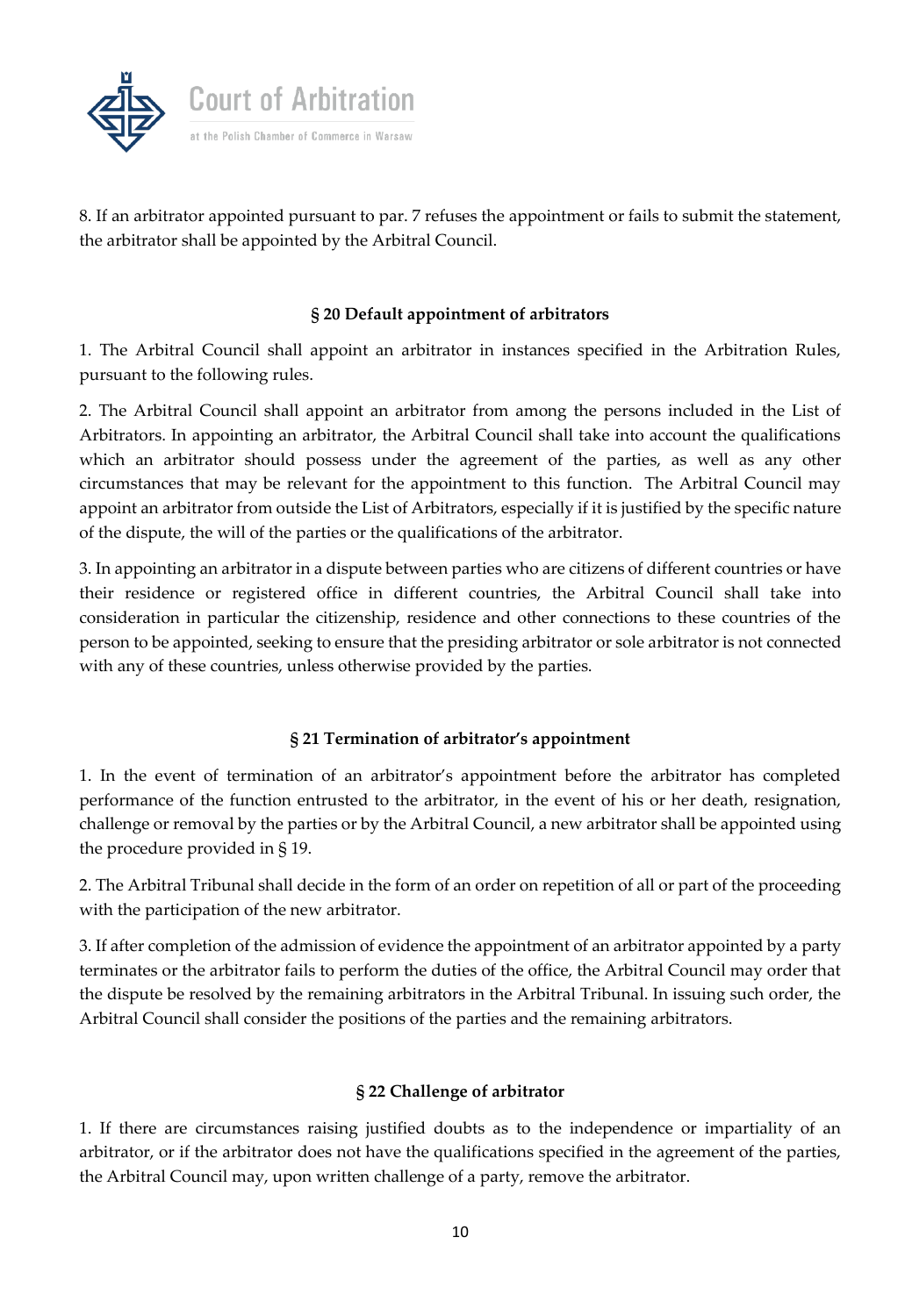8. If an arbitrator appointed pursuant to par. 7 refuses the appointment or fails to submit the statement, the arbitrator shall be appointed by the Arbitral Council.

**§ 20 Default appointment of arbitrators**

1. The Arbitral Council shall appoint an arbitrator in instances specified in the Arbitration Rules, pursuant to the following rules.

2. The Arbitral Council shall appoint an arbitrator from among the persons included in the List of Arbitrators. In appointing an arbitrator, the Arbitral Council shall take into account the qualifications which an arbitrator should possess under the agreement of the parties, as well as any other circumstances that may be relevant for the appointment to this function. The Arbitral Council may appoint an arbitrator from outside the List of Arbitrators, especially if it is justified by the specific nature of the dispute, the will of the parties or the qualifications of the arbitrator.

3. In appointing an arbitrator in a dispute between parties who are citizens of different countries or have their residence or registered office in different countries, the Arbitral Council shall take into consideration in particular the citizenship, residence and other connections to these countries of the person to be appointed, seeking to ensure that the presiding arbitrator or sole arbitrator is not connected with any of these countries, unless otherwise provided by the parties.

**§ 21 Termination of arbitrator's appointment**

1. In the event of termination of an arbitrator's appointment before the arbitrator has completed performance of the function entrusted to the arbitrator, in the event of his or her death, resignation, challenge or removal by the parties or by the Arbitral Council, a new arbitrator shall be appointed using the procedure provided in § 19.

2. The Arbitral Tribunal shall decide in the form of an order on repetition of all or part of the proceeding with the participation of the new arbitrator.

3. If after completion of the admission of evidence the appointment of an arbitrator appointed by a party terminates or the arbitrator fails to perform the duties of the office, the Arbitral Council may order that the dispute be resolved by the remaining arbitrators in the Arbitral Tribunal. In issuing such order, the Arbitral Council shall consider the positions of the parties and the remaining arbitrators.

**§ 22 Challenge of arbitrator**

1. If there are circumstances raising justified doubts as to the independence or impartiality of an arbitrator, or if the arbitrator does not have the qualifications specified in the agreement of the parties, the Arbitral Council may, upon written challenge of a party, remove the arbitrator.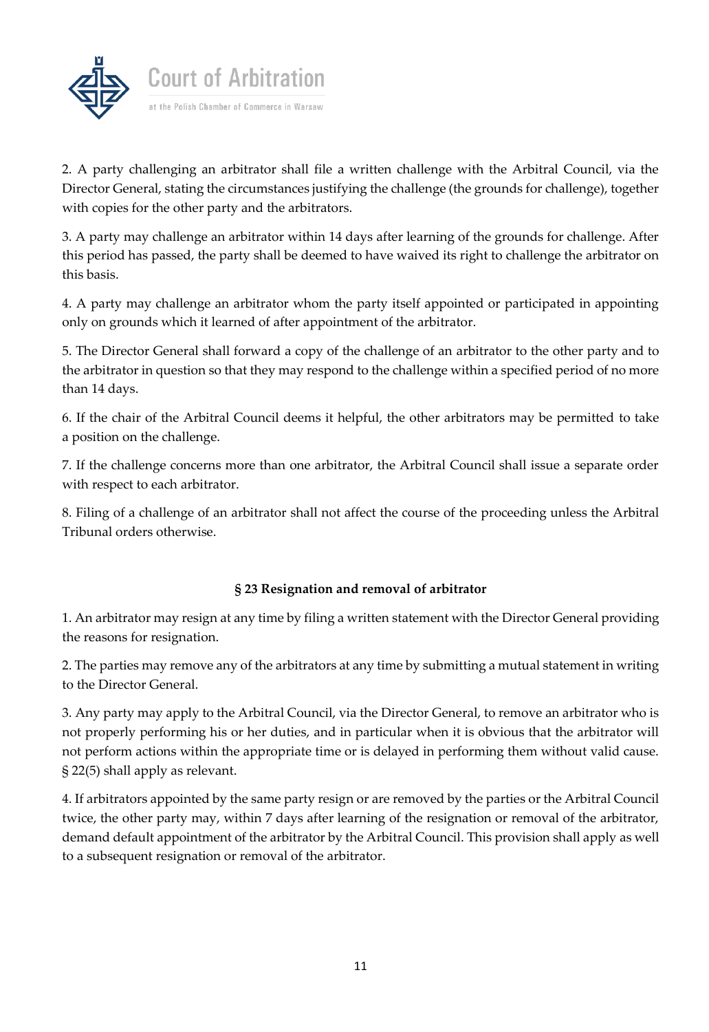2. A party challenging an arbitrator shall file a written challenge with the Arbitral Council, via the Director General, stating the circumstances justifying the challenge (the grounds for challenge), together with copies for the other party and the arbitrators.

3. A party may challenge an arbitrator within 14 days after learning of the grounds for challenge. After this period has passed, the party shall be deemed to have waived its right to challenge the arbitrator on this basis.

4. A party may challenge an arbitrator whom the party itself appointed or participated in appointing only on grounds which it learned of after appointment of the arbitrator.

5. The Director General shall forward a copy of the challenge of an arbitrator to the other party and to the arbitrator in question so that they may respond to the challenge within a specified period of no more than 14 days.

6. If the chair of the Arbitral Council deems it helpful, the other arbitrators may be permitted to take a position on the challenge.

7. If the challenge concerns more than one arbitrator, the Arbitral Council shall issue a separate order with respect to each arbitrator.

8. Filing of a challenge of an arbitrator shall not affect the course of the proceeding unless the Arbitral Tribunal orders otherwise.

**§ 23 Resignation and removal of arbitrator**

1. An arbitrator may resign at any time by filing a written statement with the Director General providing the reasons for resignation.

2. The parties may remove any of the arbitrators at any time by submitting a mutual statement in writing to the Director General.

3. Any party may apply to the Arbitral Council, via the Director General, to remove an arbitrator who is not properly performing his or her duties, and in particular when it is obvious that the arbitrator will not perform actions within the appropriate time or is delayed in performing them without valid cause. § 22(5) shall apply as relevant.

4. If arbitrators appointed by the same party resign or are removed by the parties or the Arbitral Council twice, the other party may, within 7 days after learning of the resignation or removal of the arbitrator, demand default appointment of the arbitrator by the Arbitral Council. This provision shall apply as well to a subsequent resignation or removal of the arbitrator.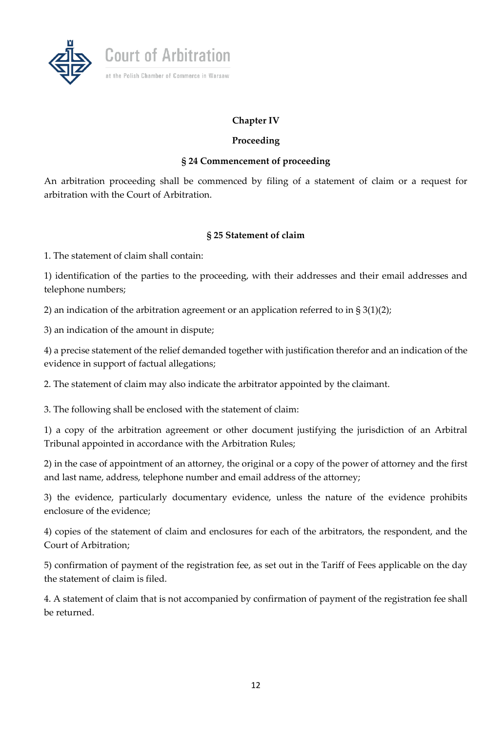## Chapter IV

## Proceeding

### § 24 Commencement of proceeding

An arbitration proceeding shall be commenced by filing of a statement of claim or a request for arbitration with the Court of Arbitration.

### § 25 Statement of claim

1. The statement of claim shall contain:

1) identification of the parties to the proceeding, with their addresses and their email addresses and telephone numbers;

2) an indication of the arbitration agreement or an application referred to in § 3(1)(2);

3) an indication of the amount in dispute;

4) a precise statement of the relief demanded together with justification therefor and an indication of the evidence in support of factual allegations;

2. The statement of claim may also indicate the arbitrator appointed by the claimant.

3. The following shall be enclosed with the statement of claim:

1) a copy of the arbitration agreement or other document justifying the jurisdiction of an Arbitral Tribunal appointed in accordance with the Arbitration Rules;

2) in the case of appointment of an attorney, the original or a copy of the power of attorney and the first and last name, address, telephone number and email address of the attorney;

3) the evidence, particularly documentary evidence, unless the nature of the evidence prohibits enclosure of the evidence;

4) copies of the statement of claim and enclosures for each of the arbitrators, the respondent, and the Court of Arbitration;

5) confirmation of payment of the registration fee, as set out in the Tariff of Fees applicable on the day the statement of claim is filed.

4. A statement of claim that is not accompanied by confirmation of payment of the registration fee shall be returned.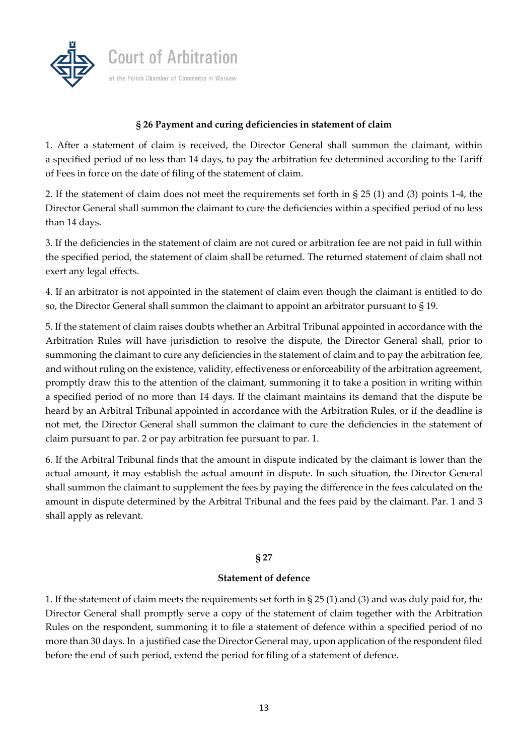### § 26 Payment and curing deficiencies in statement of claim

1. After a statement of claim is received, the Director General shall summon the claimant, within a specified period of no less than 14 days, to pay the arbitration fee determined according to the Tariff of Fees in force on the date of filing of the statement of claim.

2. If the statement of claim does not meet the requirements set forth in § 25 (1) and (3) points 1-4, the Director General shall summon the claimant to cure the deficiencies within a specified period of no less than 14 days.

3. If the deficiencies in the statement of claim are not cured or arbitration fee are not paid in full within the specified period, the statement of claim shall be returned. The returned statement of claim shall not exert any legal effects.

4. If an arbitrator is not appointed in the statement of claim even though the claimant is entitled to do so, the Director General shall summon the claimant to appoint an arbitrator pursuant to § 19.

5. If the statement of claim raises doubts whether an Arbitral Tribunal appointed in accordance with the Arbitration Rules will have jurisdiction to resolve the dispute, the Director General shall, prior to summoning the claimant to cure any deficiencies in the statement of claim and to pay the arbitration fee, and without ruling on the existence, validity, effectiveness or enforceability of the arbitration agreement, promptly draw this to the attention of the claimant, summoning it to take a position in writing within a specified period of no more than 14 days. If the claimant maintains its demand that the dispute be heard by an Arbitral Tribunal appointed in accordance with the Arbitration Rules, or if the deadline is not met, the Director General shall summon the claimant to cure the deficiencies in the statement of claim pursuant to par. 2 or pay arbitration fee pursuant to par. 1.

6. If the Arbitral Tribunal finds that the amount in dispute indicated by the claimant is lower than the actual amount, it may establish the actual amount in dispute. In such situation, the Director General shall summon the claimant to supplement the fees by paying the difference in the fees calculated on the amount in dispute determined by the Arbitral Tribunal and the fees paid by the claimant. Par. 1 and 3 shall apply as relevant.

### § 27

### Statement of defence

1. If the statement of claim meets the requirements set forth in § 25 (1) and (3) and was duly paid for, the Director General shall promptly serve a copy of the statement of claim together with the Arbitration Rules on the respondent, summoning it to file a statement of defence within a specified period of no more than 30 days. In a justified case the Director General may, upon application of the respondent filed before the end of such period, extend the period for filing of a statement of defence.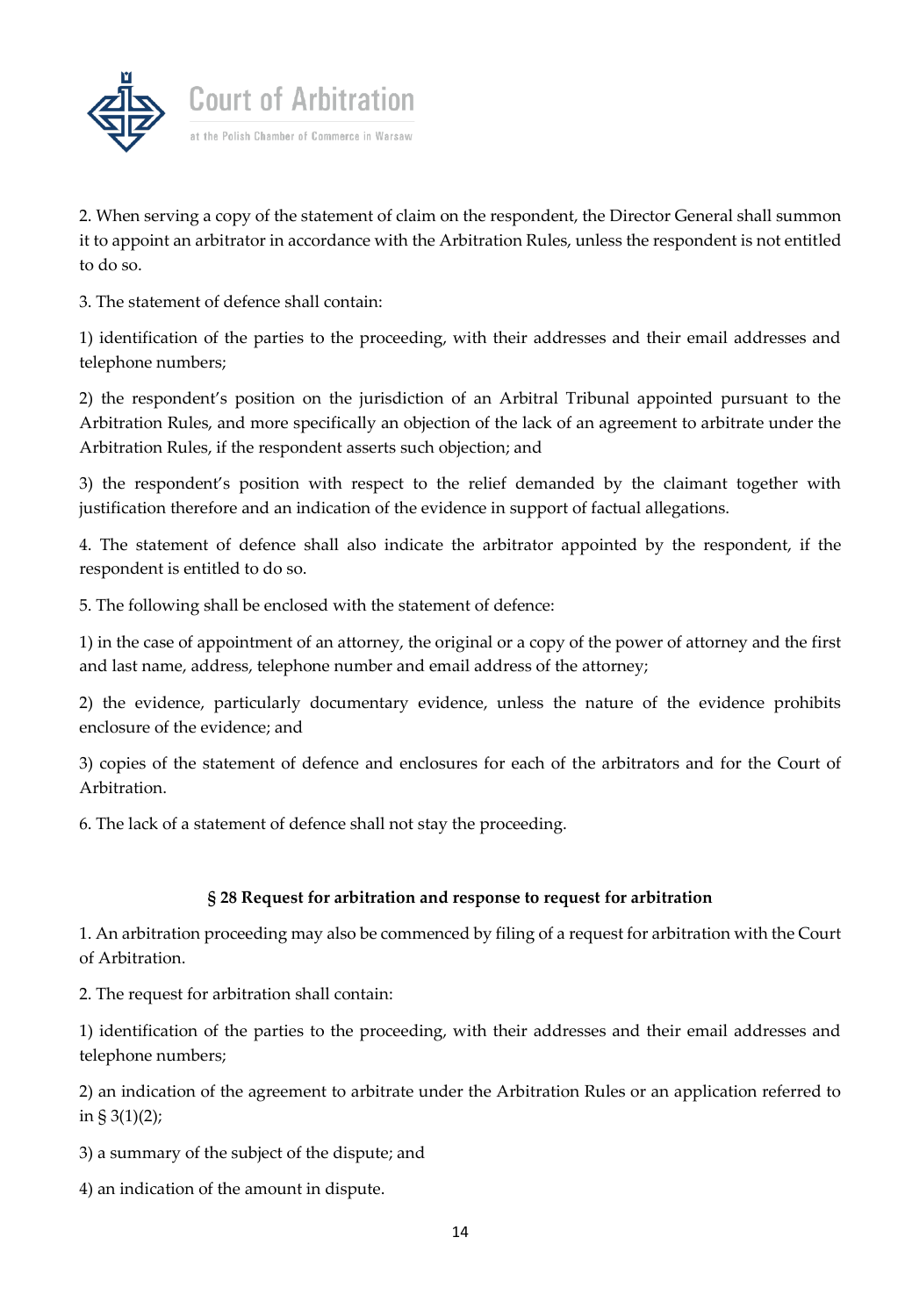2. When serving a copy of the statement of claim on the respondent, the Director General shall summon it to appoint an arbitrator in accordance with the Arbitration Rules, unless the respondent is not entitled to do so.

3. The statement of defence shall contain:

1) identification of the parties to the proceeding, with their addresses and their email addresses and telephone numbers;

2) the respondent's position on the jurisdiction of an Arbitral Tribunal appointed pursuant to the Arbitration Rules, and more specifically an objection of the lack of an agreement to arbitrate under the Arbitration Rules, if the respondent asserts such objection; and

3) the respondent's position with respect to the relief demanded by the claimant together with justification therefore and an indication of the evidence in support of factual allegations.

4. The statement of defence shall also indicate the arbitrator appointed by the respondent, if the respondent is entitled to do so.

5. The following shall be enclosed with the statement of defence:

1) in the case of appointment of an attorney, the original or a copy of the power of attorney and the first and last name, address, telephone number and email address of the attorney;

2) the evidence, particularly documentary evidence, unless the nature of the evidence prohibits enclosure of the evidence; and

3) copies of the statement of defence and enclosures for each of the arbitrators and for the Court of Arbitration.

6. The lack of a statement of defence shall not stay the proceeding.

### § 28 Request for arbitration and response to request for arbitration

1. An arbitration proceeding may also be commenced by filing of a request for arbitration with the Court of Arbitration.

2. The request for arbitration shall contain:

1) identification of the parties to the proceeding, with their addresses and their email addresses and telephone numbers;

2) an indication of the agreement to arbitrate under the Arbitration Rules or an application referred to in § 3(1)(2);

3) a summary of the subject of the dispute; and

4) an indication of the amount in dispute.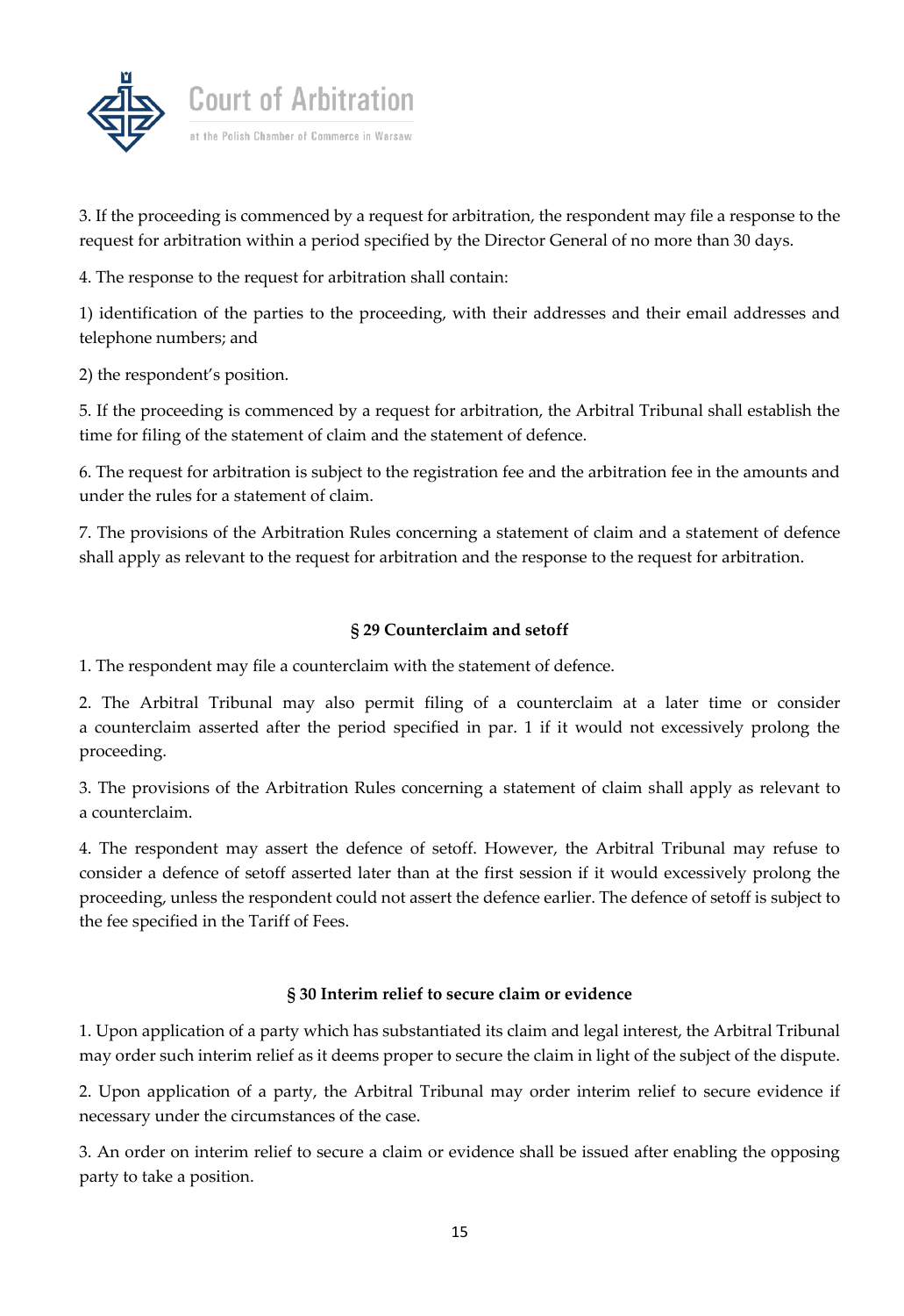3. If the proceeding is commenced by a request for arbitration, the respondent may file a response to the request for arbitration within a period specified by the Director General of no more than 30 days.

4. The response to the request for arbitration shall contain:

1) identification of the parties to the proceeding, with their addresses and their email addresses and telephone numbers; and

2) the respondent's position.

5. If the proceeding is commenced by a request for arbitration, the Arbitral Tribunal shall establish the time for filing of the statement of claim and the statement of defence.

6. The request for arbitration is subject to the registration fee and the arbitration fee in the amounts and under the rules for a statement of claim.

7. The provisions of the Arbitration Rules concerning a statement of claim and a statement of defence shall apply as relevant to the request for arbitration and the response to the request for arbitration.

### § 29 Counterclaim and setoff

1. The respondent may file a counterclaim with the statement of defence.

2. The Arbitral Tribunal may also permit filing of a counterclaim at a later time or consider a counterclaim asserted after the period specified in par. 1 if it would not excessively prolong the proceeding.

3. The provisions of the Arbitration Rules concerning a statement of claim shall apply as relevant to a counterclaim.

4. The respondent may assert the defence of setoff. However, the Arbitral Tribunal may refuse to consider a defence of setoff asserted later than at the first session if it would excessively prolong the proceeding, unless the respondent could not assert the defence earlier. The defence of setoff is subject to the fee specified in the Tariff of Fees.

### § 30 Interim relief to secure claim or evidence

1. Upon application of a party which has substantiated its claim and legal interest, the Arbitral Tribunal may order such interim relief as it deems proper to secure the claim in light of the subject of the dispute.

2. Upon application of a party, the Arbitral Tribunal may order interim relief to secure evidence if necessary under the circumstances of the case.

3. An order on interim relief to secure a claim or evidence shall be issued after enabling the opposing party to take a position.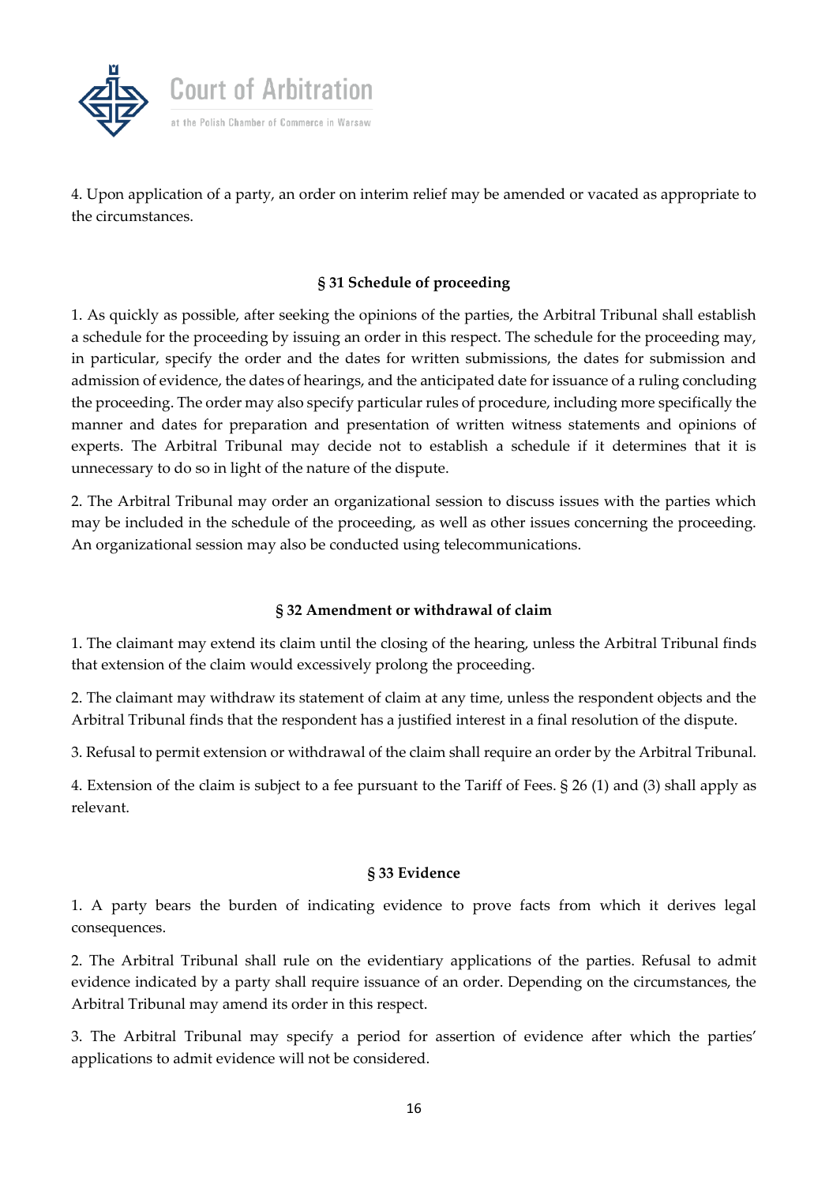4. Upon application of a party, an order on interim relief may be amended or vacated as appropriate to the circumstances.

### § 31 Schedule of proceeding

1. As quickly as possible, after seeking the opinions of the parties, the Arbitral Tribunal shall establish a schedule for the proceeding by issuing an order in this respect. The schedule for the proceeding may, in particular, specify the order and the dates for written submissions, the dates for submission and admission of evidence, the dates of hearings, and the anticipated date for issuance of a ruling concluding the proceeding. The order may also specify particular rules of procedure, including more specifically the manner and dates for preparation and presentation of written witness statements and opinions of experts. The Arbitral Tribunal may decide not to establish a schedule if it determines that it is unnecessary to do so in light of the nature of the dispute.

2. The Arbitral Tribunal may order an organizational session to discuss issues with the parties which may be included in the schedule of the proceeding, as well as other issues concerning the proceeding. An organizational session may also be conducted using telecommunications.

### § 32 Amendment or withdrawal of claim

1. The claimant may extend its claim until the closing of the hearing, unless the Arbitral Tribunal finds that extension of the claim would excessively prolong the proceeding.

2. The claimant may withdraw its statement of claim at any time, unless the respondent objects and the Arbitral Tribunal finds that the respondent has a justified interest in a final resolution of the dispute.

3. Refusal to permit extension or withdrawal of the claim shall require an order by the Arbitral Tribunal.

4. Extension of the claim is subject to a fee pursuant to the Tariff of Fees. § 26 (1) and (3) shall apply as relevant.

### § 33 Evidence

1. A party bears the burden of indicating evidence to prove facts from which it derives legal consequences.

2. The Arbitral Tribunal shall rule on the evidentiary applications of the parties. Refusal to admit evidence indicated by a party shall require issuance of an order. Depending on the circumstances, the Arbitral Tribunal may amend its order in this respect.

3. The Arbitral Tribunal may specify a period for assertion of evidence after which the parties' applications to admit evidence will not be considered.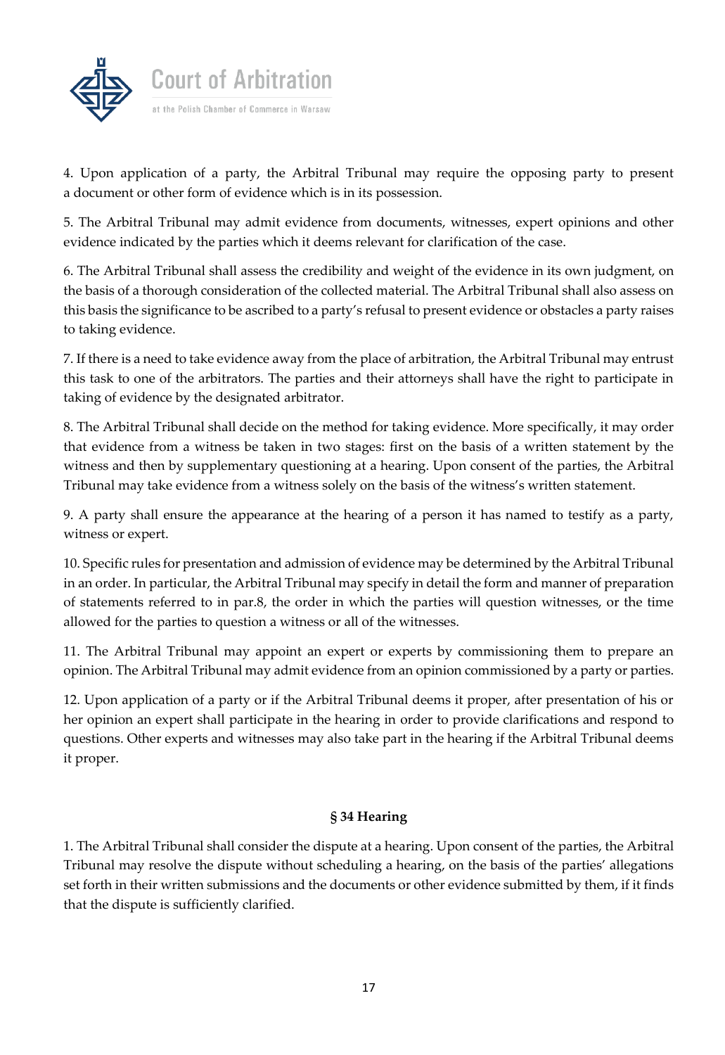4. Upon application of a party, the Arbitral Tribunal may require the opposing party to present a document or other form of evidence which is in its possession.

5. The Arbitral Tribunal may admit evidence from documents, witnesses, expert opinions and other evidence indicated by the parties which it deems relevant for clarification of the case.

6. The Arbitral Tribunal shall assess the credibility and weight of the evidence in its own judgment, on the basis of a thorough consideration of the collected material. The Arbitral Tribunal shall also assess on this basis the significance to be ascribed to a party's refusal to present evidence or obstacles a party raises to taking evidence.

7. If there is a need to take evidence away from the place of arbitration, the Arbitral Tribunal may entrust this task to one of the arbitrators. The parties and their attorneys shall have the right to participate in taking of evidence by the designated arbitrator.

8. The Arbitral Tribunal shall decide on the method for taking evidence. More specifically, it may order that evidence from a witness be taken in two stages: first on the basis of a written statement by the witness and then by supplementary questioning at a hearing. Upon consent of the parties, the Arbitral Tribunal may take evidence from a witness solely on the basis of the witness's written statement.

9. A party shall ensure the appearance at the hearing of a person it has named to testify as a party, witness or expert.

10. Specific rules for presentation and admission of evidence may be determined by the Arbitral Tribunal in an order. In particular, the Arbitral Tribunal may specify in detail the form and manner of preparation of statements referred to in par.8, the order in which the parties will question witnesses, or the time allowed for the parties to question a witness or all of the witnesses.

11. The Arbitral Tribunal may appoint an expert or experts by commissioning them to prepare an opinion. The Arbitral Tribunal may admit evidence from an opinion commissioned by a party or parties.

12. Upon application of a party or if the Arbitral Tribunal deems it proper, after presentation of his or her opinion an expert shall participate in the hearing in order to provide clarifications and respond to questions. Other experts and witnesses may also take part in the hearing if the Arbitral Tribunal deems it proper.

## § 34 Hearing

1. The Arbitral Tribunal shall consider the dispute at a hearing. Upon consent of the parties, the Arbitral Tribunal may resolve the dispute without scheduling a hearing, on the basis of the parties' allegations set forth in their written submissions and the documents or other evidence submitted by them, if it finds that the dispute is sufficiently clarified.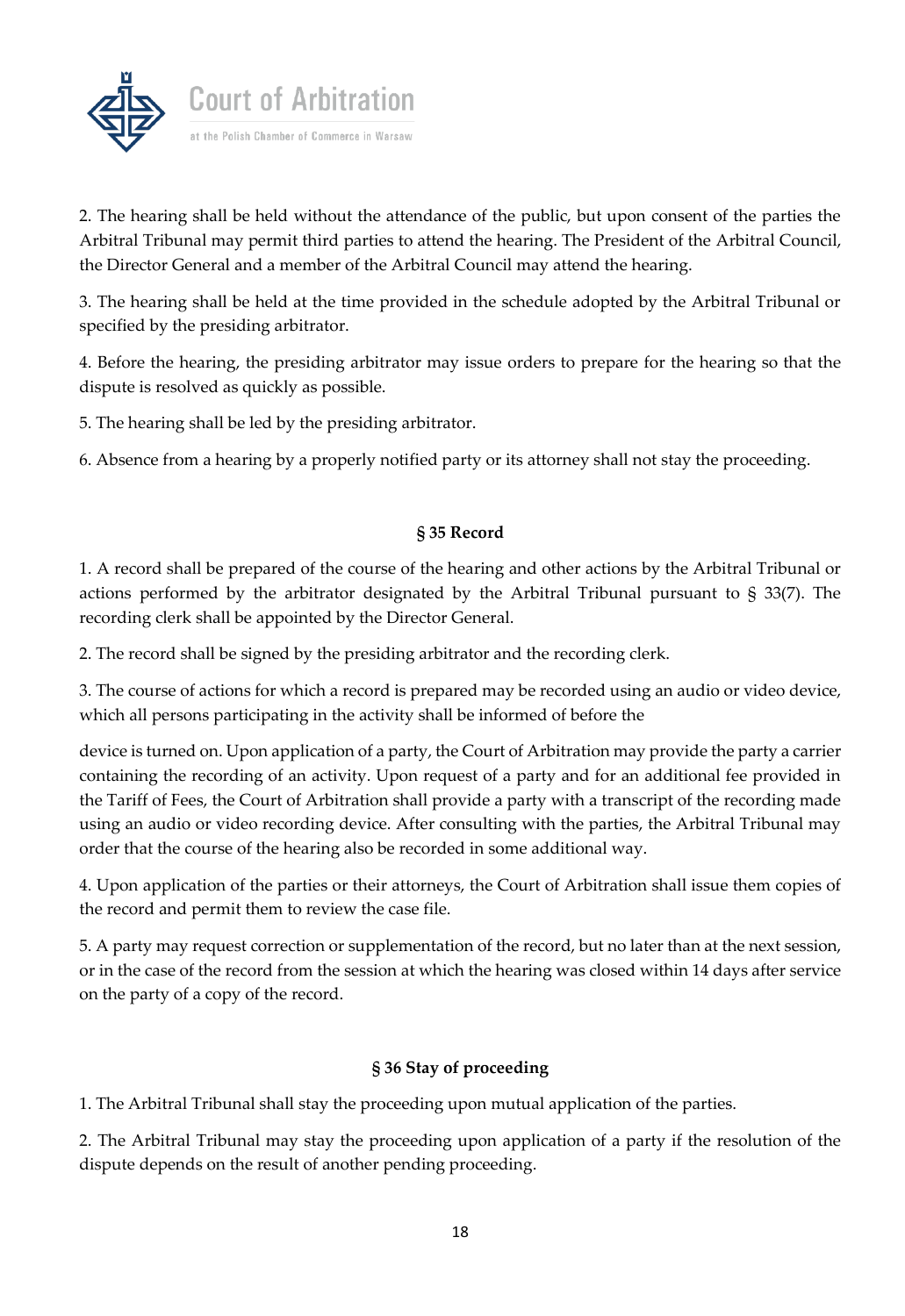2. The hearing shall be held without the attendance of the public, but upon consent of the parties the Arbitral Tribunal may permit third parties to attend the hearing. The President of the Arbitral Council, the Director General and a member of the Arbitral Council may attend the hearing.

3. The hearing shall be held at the time provided in the schedule adopted by the Arbitral Tribunal or specified by the presiding arbitrator.

4. Before the hearing, the presiding arbitrator may issue orders to prepare for the hearing so that the dispute is resolved as quickly as possible.

5. The hearing shall be led by the presiding arbitrator.

6. Absence from a hearing by a properly notified party or its attorney shall not stay the proceeding.

### § 35 Record

1. A record shall be prepared of the course of the hearing and other actions by the Arbitral Tribunal or actions performed by the arbitrator designated by the Arbitral Tribunal pursuant to § 33(7). The recording clerk shall be appointed by the Director General.

2. The record shall be signed by the presiding arbitrator and the recording clerk.

3. The course of actions for which a record is prepared may be recorded using an audio or video device, which all persons participating in the activity shall be informed of before the device is turned on. Upon application of a party, the Court of Arbitration may provide the party a carrier containing the recording of an activity. Upon request of a party and for an additional fee provided in the Tariff of Fees, the Court of Arbitration shall provide a party with a transcript of the recording made using an audio or video recording device. After consulting with the parties, the Arbitral Tribunal may order that the course of the hearing also be recorded in some additional way.

4. Upon application of the parties or their attorneys, the Court of Arbitration shall issue them copies of the record and permit them to review the case file.

5. A party may request correction or supplementation of the record, but no later than at the next session, or in the case of the record from the session at which the hearing was closed within 14 days after service on the party of a copy of the record.

### § 36 Stay of proceeding

1. The Arbitral Tribunal shall stay the proceeding upon mutual application of the parties.

2. The Arbitral Tribunal may stay the proceeding upon application of a party if the resolution of the dispute depends on the result of another pending proceeding.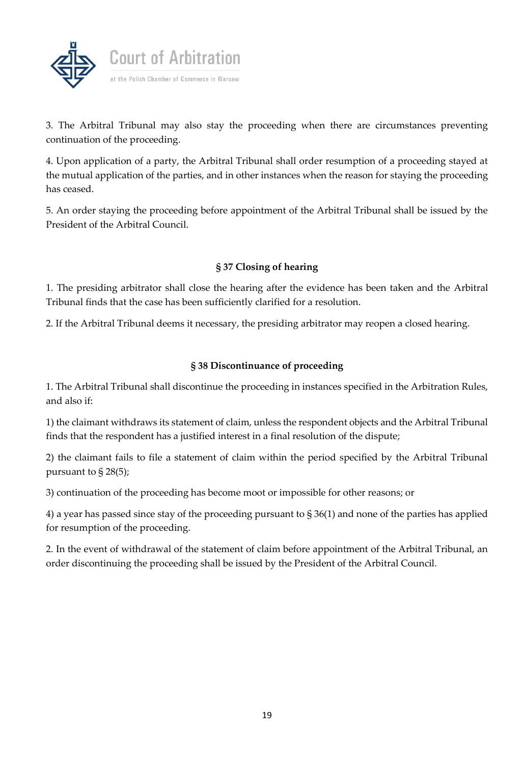3. The Arbitral Tribunal may also stay the proceeding when there are circumstances preventing continuation of the proceeding.

4. Upon application of a party, the Arbitral Tribunal shall order resumption of a proceeding stayed at the mutual application of the parties, and in other instances when the reason for staying the proceeding has ceased.

5. An order staying the proceeding before appointment of the Arbitral Tribunal shall be issued by the President of the Arbitral Council.

### § 37 Closing of hearing

1. The presiding arbitrator shall close the hearing after the evidence has been taken and the Arbitral Tribunal finds that the case has been sufficiently clarified for a resolution.

2. If the Arbitral Tribunal deems it necessary, the presiding arbitrator may reopen a closed hearing.

### § 38 Discontinuance of proceeding

1. The Arbitral Tribunal shall discontinue the proceeding in instances specified in the Arbitration Rules, and also if:

1) the claimant withdraws its statement of claim, unless the respondent objects and the Arbitral Tribunal finds that the respondent has a justified interest in a final resolution of the dispute;

2) the claimant fails to file a statement of claim within the period specified by the Arbitral Tribunal pursuant to § 28(5);

3) continuation of the proceeding has become moot or impossible for other reasons; or

4) a year has passed since stay of the proceeding pursuant to § 36(1) and none of the parties has applied for resumption of the proceeding.

2. In the event of withdrawal of the statement of claim before appointment of the Arbitral Tribunal, an order discontinuing the proceeding shall be issued by the President of the Arbitral Council.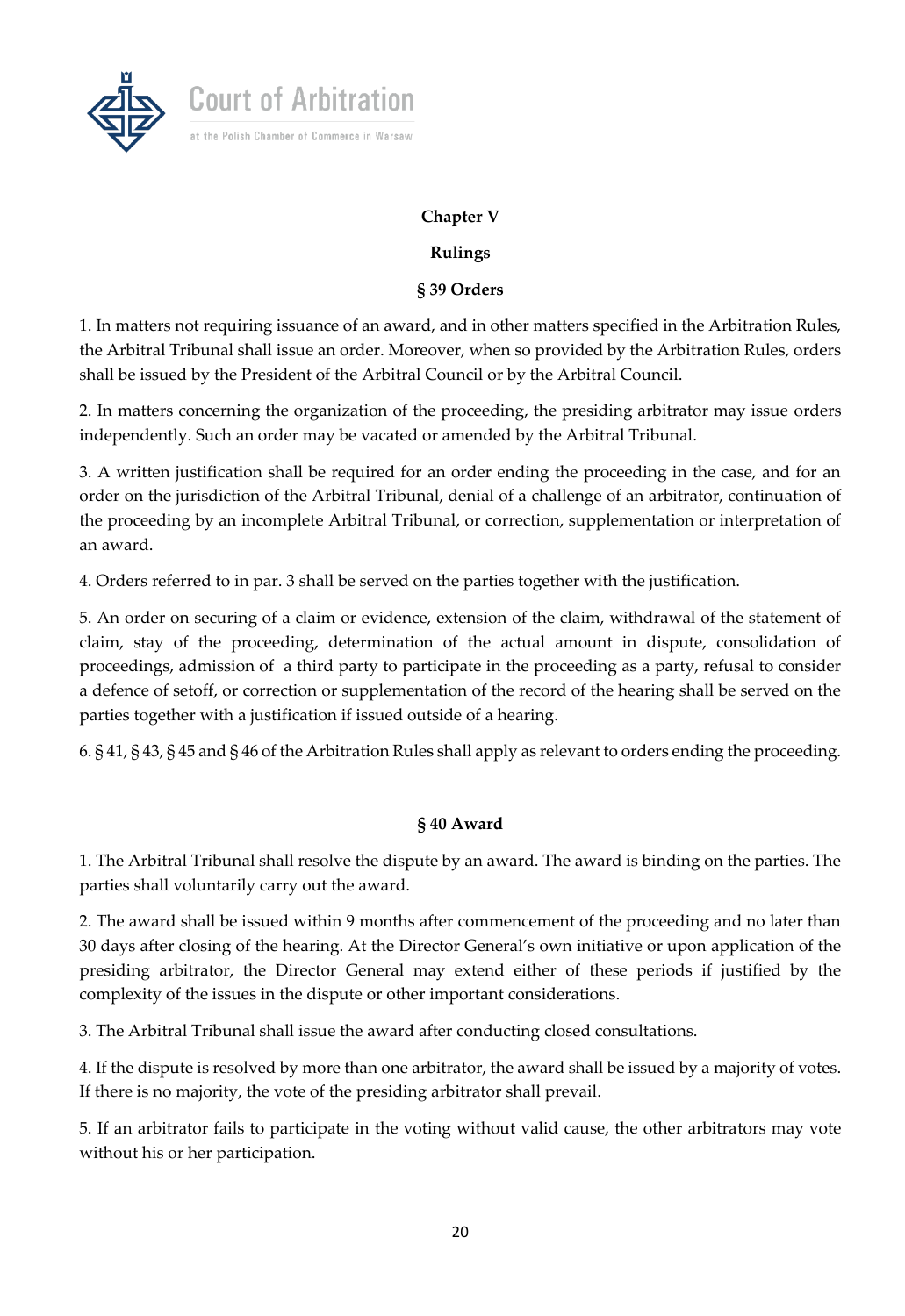## Chapter V

## Rulings

### § 39 Orders

1. In matters not requiring issuance of an award, and in other matters specified in the Arbitration Rules, the Arbitral Tribunal shall issue an order. Moreover, when so provided by the Arbitration Rules, orders shall be issued by the President of the Arbitral Council or by the Arbitral Council.

2. In matters concerning the organization of the proceeding, the presiding arbitrator may issue orders independently. Such an order may be vacated or amended by the Arbitral Tribunal.

3. A written justification shall be required for an order ending the proceeding in the case, and for an order on the jurisdiction of the Arbitral Tribunal, denial of a challenge of an arbitrator, continuation of the proceeding by an incomplete Arbitral Tribunal, or correction, supplementation or interpretation of an award.

4. Orders referred to in par. 3 shall be served on the parties together with the justification.

5. An order on securing of a claim or evidence, extension of the claim, withdrawal of the statement of claim, stay of the proceeding, determination of the actual amount in dispute, consolidation of proceedings, admission of a third party to participate in the proceeding as a party, refusal to consider a defence of setoff, or correction or supplementation of the record of the hearing shall be served on the parties together with a justification if issued outside of a hearing.

6. § 41, § 43, § 45 and § 46 of the Arbitration Rules shall apply as relevant to orders ending the proceeding.

### § 40 Award

1. The Arbitral Tribunal shall resolve the dispute by an award. The award is binding on the parties. The parties shall voluntarily carry out the award.

2. The award shall be issued within 9 months after commencement of the proceeding and no later than 30 days after closing of the hearing. At the Director General's own initiative or upon application of the presiding arbitrator, the Director General may extend either of these periods if justified by the complexity of the issues in the dispute or other important considerations.

3. The Arbitral Tribunal shall issue the award after conducting closed consultations.

4. If the dispute is resolved by more than one arbitrator, the award shall be issued by a majority of votes. If there is no majority, the vote of the presiding arbitrator shall prevail.

5. If an arbitrator fails to participate in the voting without valid cause, the other arbitrators may vote without his or her participation.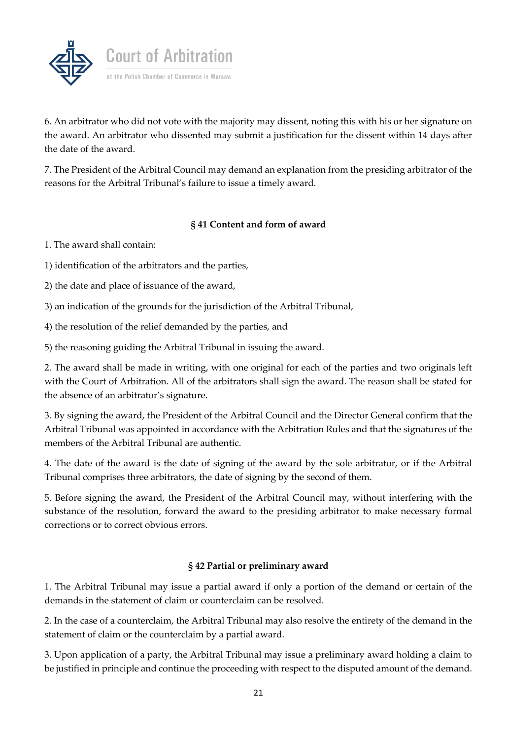6. An arbitrator who did not vote with the majority may dissent, noting this with his or her signature on the award. An arbitrator who dissented may submit a justification for the dissent within 14 days after the date of the award.

7. The President of the Arbitral Council may demand an explanation from the presiding arbitrator of the reasons for the Arbitral Tribunal's failure to issue a timely award.

### § 41 Content and form of award

1. The award shall contain:

1) identification of the arbitrators and the parties,

2) the date and place of issuance of the award,

3) an indication of the grounds for the jurisdiction of the Arbitral Tribunal,

4) the resolution of the relief demanded by the parties, and

5) the reasoning guiding the Arbitral Tribunal in issuing the award.

2. The award shall be made in writing, with one original for each of the parties and two originals left with the Court of Arbitration. All of the arbitrators shall sign the award. The reason shall be stated for the absence of an arbitrator's signature.

3. By signing the award, the President of the Arbitral Council and the Director General confirm that the Arbitral Tribunal was appointed in accordance with the Arbitration Rules and that the signatures of the members of the Arbitral Tribunal are authentic.

4. The date of the award is the date of signing of the award by the sole arbitrator, or if the Arbitral Tribunal comprises three arbitrators, the date of signing by the second of them.

5. Before signing the award, the President of the Arbitral Council may, without interfering with the substance of the resolution, forward the award to the presiding arbitrator to make necessary formal corrections or to correct obvious errors.

### § 42 Partial or preliminary award

1. The Arbitral Tribunal may issue a partial award if only a portion of the demand or certain of the demands in the statement of claim or counterclaim can be resolved.

2. In the case of a counterclaim, the Arbitral Tribunal may also resolve the entirety of the demand in the statement of claim or the counterclaim by a partial award.

3. Upon application of a party, the Arbitral Tribunal may issue a preliminary award holding a claim to be justified in principle and continue the proceeding with respect to the disputed amount of the demand.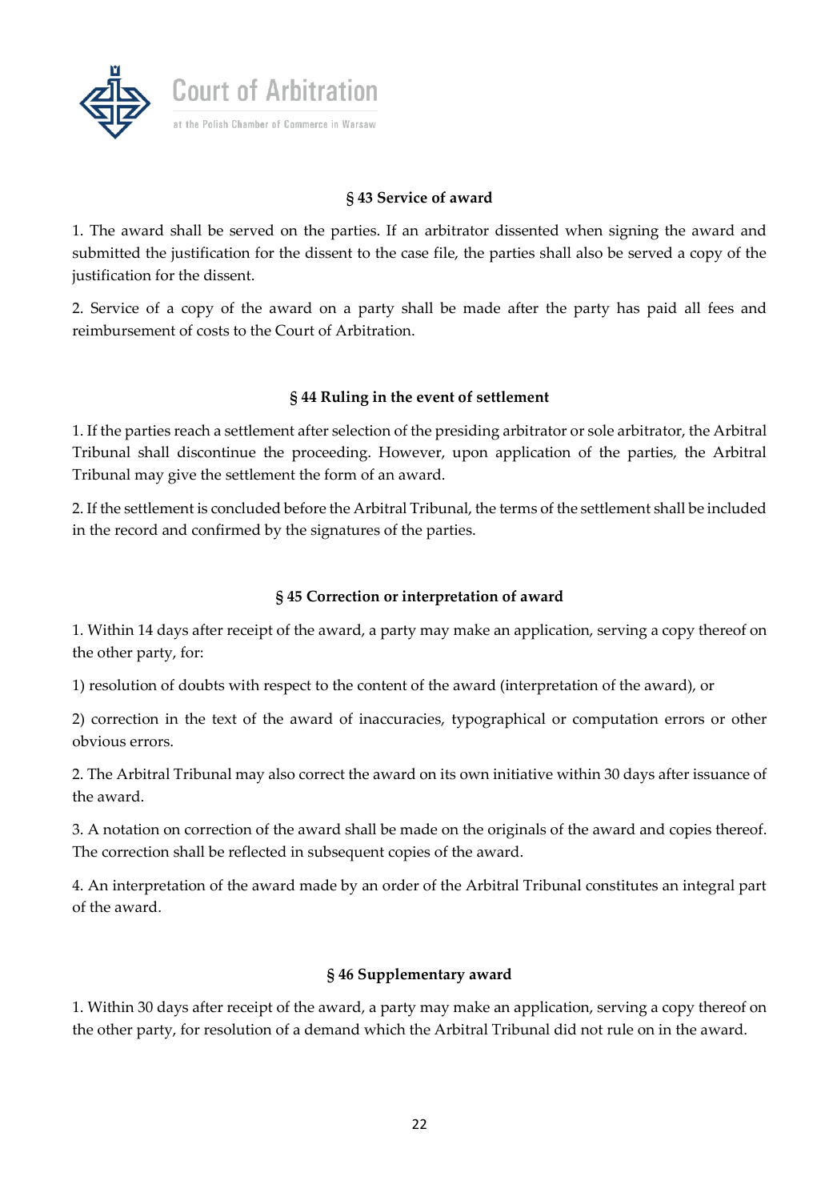### § 43 Service of award

1. The award shall be served on the parties. If an arbitrator dissented when signing the award and submitted the justification for the dissent to the case file, the parties shall also be served a copy of the justification for the dissent.

2. Service of a copy of the award on a party shall be made after the party has paid all fees and reimbursement of costs to the Court of Arbitration.

### § 44 Ruling in the event of settlement

1. If the parties reach a settlement after selection of the presiding arbitrator or sole arbitrator, the Arbitral Tribunal shall discontinue the proceeding. However, upon application of the parties, the Arbitral Tribunal may give the settlement the form of an award.

2. If the settlement is concluded before the Arbitral Tribunal, the terms of the settlement shall be included in the record and confirmed by the signatures of the parties.

### § 45 Correction or interpretation of award

1. Within 14 days after receipt of the award, a party may make an application, serving a copy thereof on the other party, for:

1) resolution of doubts with respect to the content of the award (interpretation of the award), or

2) correction in the text of the award of inaccuracies, typographical or computation errors or other obvious errors.

2. The Arbitral Tribunal may also correct the award on its own initiative within 30 days after issuance of the award.

3. A notation on correction of the award shall be made on the originals of the award and copies thereof. The correction shall be reflected in subsequent copies of the award.

4. An interpretation of the award made by an order of the Arbitral Tribunal constitutes an integral part of the award.

### § 46 Supplementary award

1. Within 30 days after receipt of the award, a party may make an application, serving a copy thereof on the other party, for resolution of a demand which the Arbitral Tribunal did not rule on in the award.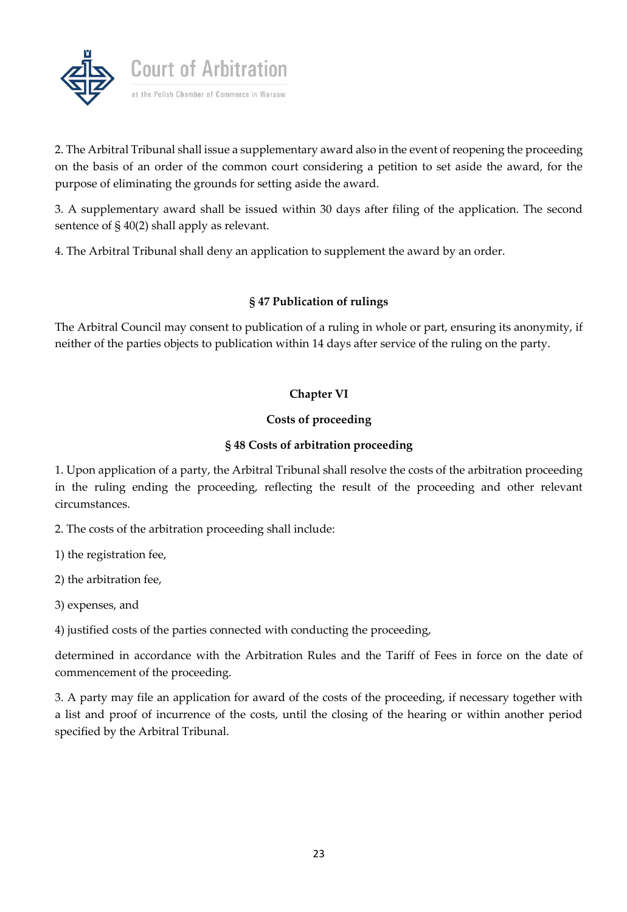2. The Arbitral Tribunal shall issue a supplementary award also in the event of reopening the proceeding on the basis of an order of the common court considering a petition to set aside the award, for the purpose of eliminating the grounds for setting aside the award.

3. A supplementary award shall be issued within 30 days after filing of the application. The second sentence of § 40(2) shall apply as relevant.

4. The Arbitral Tribunal shall deny an application to supplement the award by an order.

### § 47 Publication of rulings

The Arbitral Council may consent to publication of a ruling in whole or part, ensuring its anonymity, if neither of the parties objects to publication within 14 days after service of the ruling on the party.

## Chapter VI

## Costs of proceeding

### § 48 Costs of arbitration proceeding

1. Upon application of a party, the Arbitral Tribunal shall resolve the costs of the arbitration proceeding in the ruling ending the proceeding, reflecting the result of the proceeding and other relevant circumstances.

2. The costs of the arbitration proceeding shall include:

1) the registration fee,

2) the arbitration fee,

3) expenses, and

4) justified costs of the parties connected with conducting the proceeding,

determined in accordance with the Arbitration Rules and the Tariff of Fees in force on the date of commencement of the proceeding.

3. A party may file an application for award of the costs of the proceeding, if necessary together with a list and proof of incurrence of the costs, until the closing of the hearing or within another period specified by the Arbitral Tribunal.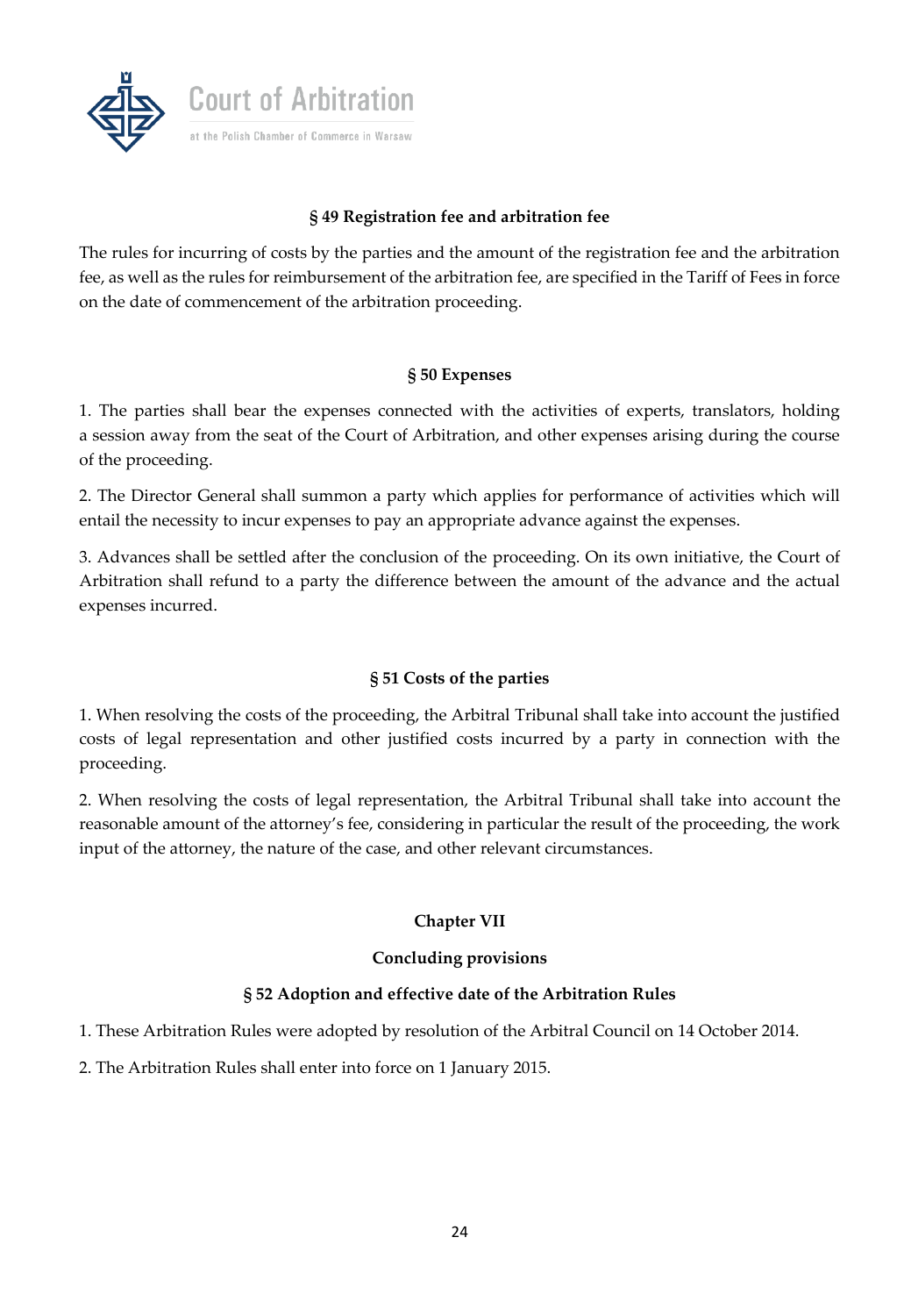### § 49 Registration fee and arbitration fee

The rules for incurring of costs by the parties and the amount of the registration fee and the arbitration fee, as well as the rules for reimbursement of the arbitration fee, are specified in the Tariff of Fees in force on the date of commencement of the arbitration proceeding.

### § 50 Expenses

1. The parties shall bear the expenses connected with the activities of experts, translators, holding a session away from the seat of the Court of Arbitration, and other expenses arising during the course of the proceeding.

2. The Director General shall summon a party which applies for performance of activities which will entail the necessity to incur expenses to pay an appropriate advance against the expenses.

3. Advances shall be settled after the conclusion of the proceeding. On its own initiative, the Court of Arbitration shall refund to a party the difference between the amount of the advance and the actual expenses incurred.

### § 51 Costs of the parties

1. When resolving the costs of the proceeding, the Arbitral Tribunal shall take into account the justified costs of legal representation and other justified costs incurred by a party in connection with the proceeding.

2. When resolving the costs of legal representation, the Arbitral Tribunal shall take into account the reasonable amount of the attorney's fee, considering in particular the result of the proceeding, the work input of the attorney, the nature of the case, and other relevant circumstances.

## Chapter VII

## Concluding provisions

### § 52 Adoption and effective date of the Arbitration Rules

1. These Arbitration Rules were adopted by resolution of the Arbitral Council on 14 October 2014.

2. The Arbitration Rules shall enter into force on 1 January 2015.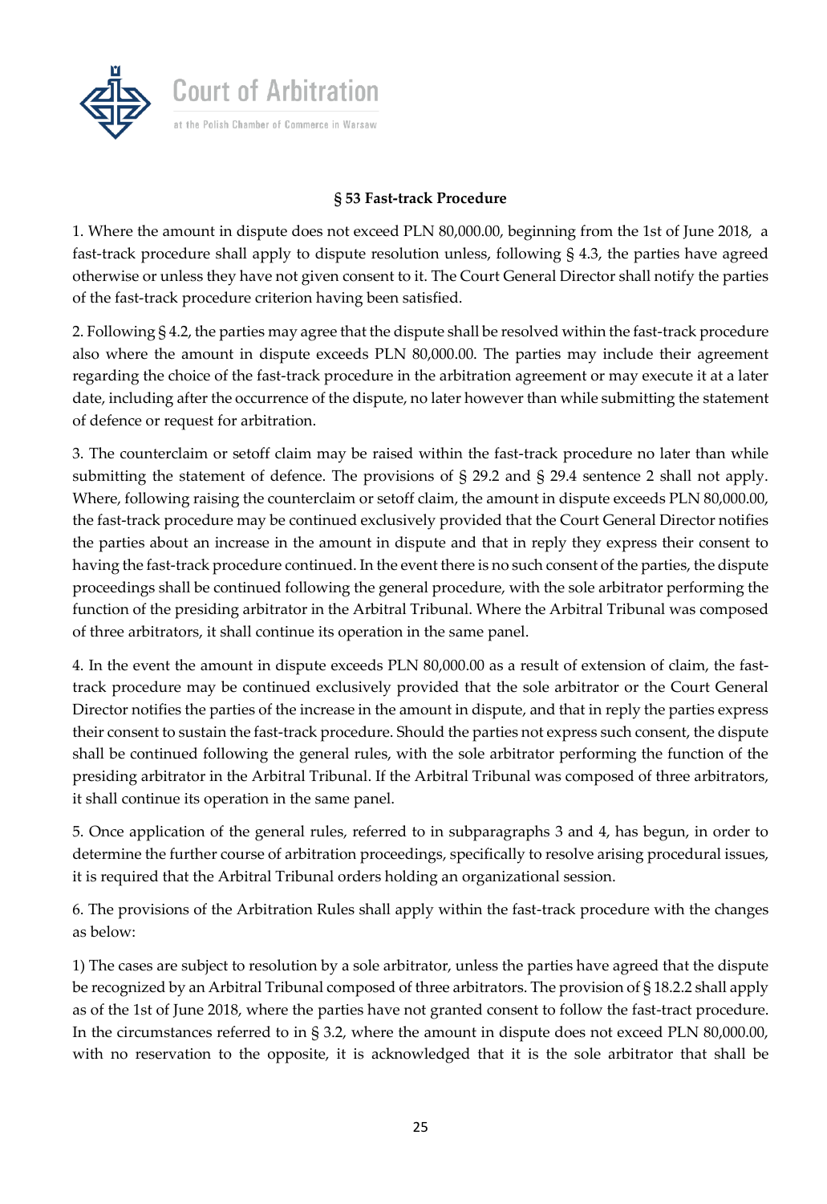## § 53 Fast-track Procedure

1. Where the amount in dispute does not exceed PLN 80,000.00, beginning from the 1st of June 2018, a fast-track procedure shall apply to dispute resolution unless, following § 4.3, the parties have agreed otherwise or unless they have not given consent to it. The Court General Director shall notify the parties of the fast-track procedure criterion having been satisfied.

2. Following § 4.2, the parties may agree that the dispute shall be resolved within the fast-track procedure also where the amount in dispute exceeds PLN 80,000.00. The parties may include their agreement regarding the choice of the fast-track procedure in the arbitration agreement or may execute it at a later date, including after the occurrence of the dispute, no later however than while submitting the statement of defence or request for arbitration.

3. The counterclaim or setoff claim may be raised within the fast-track procedure no later than while submitting the statement of defence. The provisions of § 29.2 and § 29.4 sentence 2 shall not apply. Where, following raising the counterclaim or setoff claim, the amount in dispute exceeds PLN 80,000.00, the fast-track procedure may be continued exclusively provided that the Court General Director notifies the parties about an increase in the amount in dispute and that in reply they express their consent to having the fast-track procedure continued. In the event there is no such consent of the parties, the dispute proceedings shall be continued following the general procedure, with the sole arbitrator performing the function of the presiding arbitrator in the Arbitral Tribunal. Where the Arbitral Tribunal was composed of three arbitrators, it shall continue its operation in the same panel.

4. In the event the amount in dispute exceeds PLN 80,000.00 as a result of extension of claim, the fast-track procedure may be continued exclusively provided that the sole arbitrator or the Court General Director notifies the parties of the increase in the amount in dispute, and that in reply the parties express their consent to sustain the fast-track procedure. Should the parties not express such consent, the dispute shall be continued following the general rules, with the sole arbitrator performing the function of the presiding arbitrator in the Arbitral Tribunal. If the Arbitral Tribunal was composed of three arbitrators, it shall continue its operation in the same panel.

5. Once application of the general rules, referred to in subparagraphs 3 and 4, has begun, in order to determine the further course of arbitration proceedings, specifically to resolve arising procedural issues, it is required that the Arbitral Tribunal orders holding an organizational session.

6. The provisions of the Arbitration Rules shall apply within the fast-track procedure with the changes as below:

1) The cases are subject to resolution by a sole arbitrator, unless the parties have agreed that the dispute be recognized by an Arbitral Tribunal composed of three arbitrators. The provision of § 18.2.2 shall apply as of the 1st of June 2018, where the parties have not granted consent to follow the fast-tract procedure. In the circumstances referred to in § 3.2, where the amount in dispute does not exceed PLN 80,000.00, with no reservation to the opposite, it is acknowledged that it is the sole arbitrator that shall be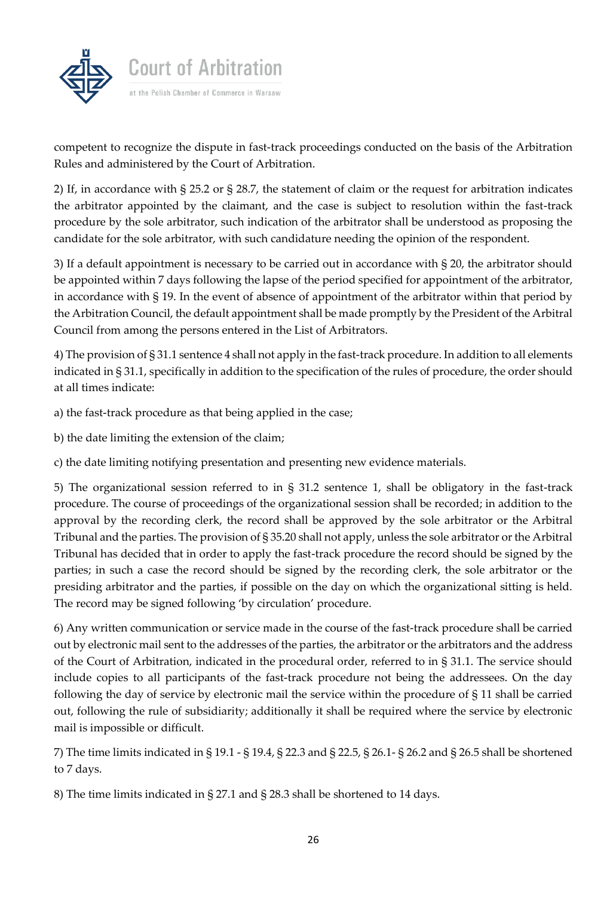competent to recognize the dispute in fast-track proceedings conducted on the basis of the Arbitration Rules and administered by the Court of Arbitration.

2) If, in accordance with § 25.2 or § 28.7, the statement of claim or the request for arbitration indicates the arbitrator appointed by the claimant, and the case is subject to resolution within the fast-track procedure by the sole arbitrator, such indication of the arbitrator shall be understood as proposing the candidate for the sole arbitrator, with such candidature needing the opinion of the respondent.

3) If a default appointment is necessary to be carried out in accordance with § 20, the arbitrator should be appointed within 7 days following the lapse of the period specified for appointment of the arbitrator, in accordance with § 19. In the event of absence of appointment of the arbitrator within that period by the Arbitration Council, the default appointment shall be made promptly by the President of the Arbitral Council from among the persons entered in the List of Arbitrators.

4) The provision of § 31.1 sentence 4 shall not apply in the fast-track procedure. In addition to all elements indicated in § 31.1, specifically in addition to the specification of the rules of procedure, the order should at all times indicate:

a) the fast-track procedure as that being applied in the case;

b) the date limiting the extension of the claim;

c) the date limiting notifying presentation and presenting new evidence materials.

5) The organizational session referred to in § 31.2 sentence 1, shall be obligatory in the fast-track procedure. The course of proceedings of the organizational session shall be recorded; in addition to the approval by the recording clerk, the record shall be approved by the sole arbitrator or the Arbitral Tribunal and the parties. The provision of § 35.20 shall not apply, unless the sole arbitrator or the Arbitral Tribunal has decided that in order to apply the fast-track procedure the record should be signed by the parties; in such a case the record should be signed by the recording clerk, the sole arbitrator or the presiding arbitrator and the parties, if possible on the day on which the organizational sitting is held. The record may be signed following 'by circulation' procedure.

6) Any written communication or service made in the course of the fast-track procedure shall be carried out by electronic mail sent to the addresses of the parties, the arbitrator or the arbitrators and the address of the Court of Arbitration, indicated in the procedural order, referred to in § 31.1. The service should include copies to all participants of the fast-track procedure not being the addressees. On the day following the day of service by electronic mail the service within the procedure of § 11 shall be carried out, following the rule of subsidiarity; additionally it shall be required where the service by electronic mail is impossible or difficult.

7) The time limits indicated in § 19.1 - § 19.4, § 22.3 and § 22.5, § 26.1- § 26.2 and § 26.5 shall be shortened to 7 days.

8) The time limits indicated in § 27.1 and § 28.3 shall be shortened to 14 days.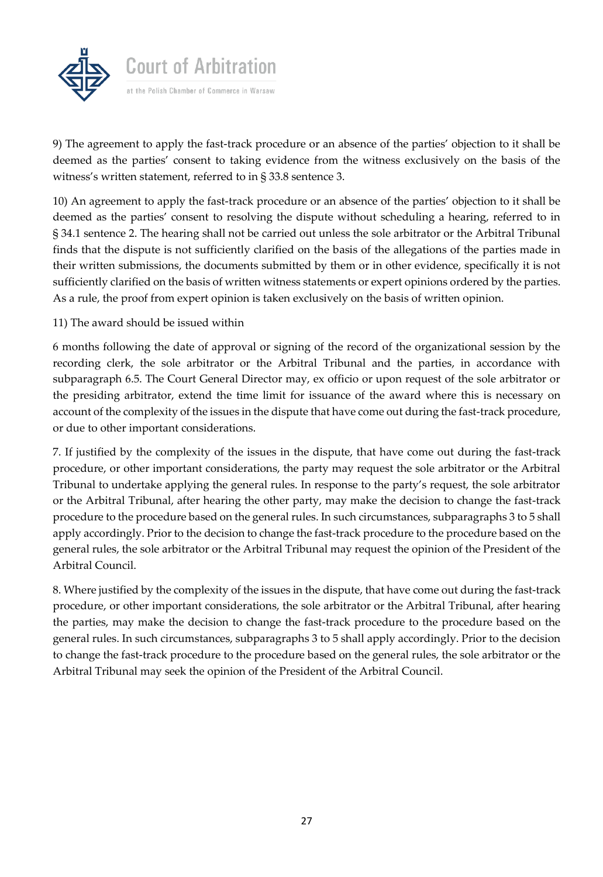9) The agreement to apply the fast-track procedure or an absence of the parties' objection to it shall be deemed as the parties' consent to taking evidence from the witness exclusively on the basis of the witness's written statement, referred to in § 33.8 sentence 3.

10) An agreement to apply the fast-track procedure or an absence of the parties' objection to it shall be deemed as the parties' consent to resolving the dispute without scheduling a hearing, referred to in § 34.1 sentence 2. The hearing shall not be carried out unless the sole arbitrator or the Arbitral Tribunal finds that the dispute is not sufficiently clarified on the basis of the allegations of the parties made in their written submissions, the documents submitted by them or in other evidence, specifically it is not sufficiently clarified on the basis of written witness statements or expert opinions ordered by the parties. As a rule, the proof from expert opinion is taken exclusively on the basis of written opinion.

11) The award should be issued within

6 months following the date of approval or signing of the record of the organizational session by the recording clerk, the sole arbitrator or the Arbitral Tribunal and the parties, in accordance with subparagraph 6.5. The Court General Director may, ex officio or upon request of the sole arbitrator or the presiding arbitrator, extend the time limit for issuance of the award where this is necessary on account of the complexity of the issues in the dispute that have come out during the fast-track procedure, or due to other important considerations.

7. If justified by the complexity of the issues in the dispute, that have come out during the fast-track procedure, or other important considerations, the party may request the sole arbitrator or the Arbitral Tribunal to undertake applying the general rules. In response to the party's request, the sole arbitrator or the Arbitral Tribunal, after hearing the other party, may make the decision to change the fast-track procedure to the procedure based on the general rules. In such circumstances, subparagraphs 3 to 5 shall apply accordingly. Prior to the decision to change the fast-track procedure to the procedure based on the general rules, the sole arbitrator or the Arbitral Tribunal may request the opinion of the President of the Arbitral Council.

8. Where justified by the complexity of the issues in the dispute, that have come out during the fast-track procedure, or other important considerations, the sole arbitrator or the Arbitral Tribunal, after hearing the parties, may make the decision to change the fast-track procedure to the procedure based on the general rules. In such circumstances, subparagraphs 3 to 5 shall apply accordingly. Prior to the decision to change the fast-track procedure to the procedure based on the general rules, the sole arbitrator or the Arbitral Tribunal may seek the opinion of the President of the Arbitral Council.